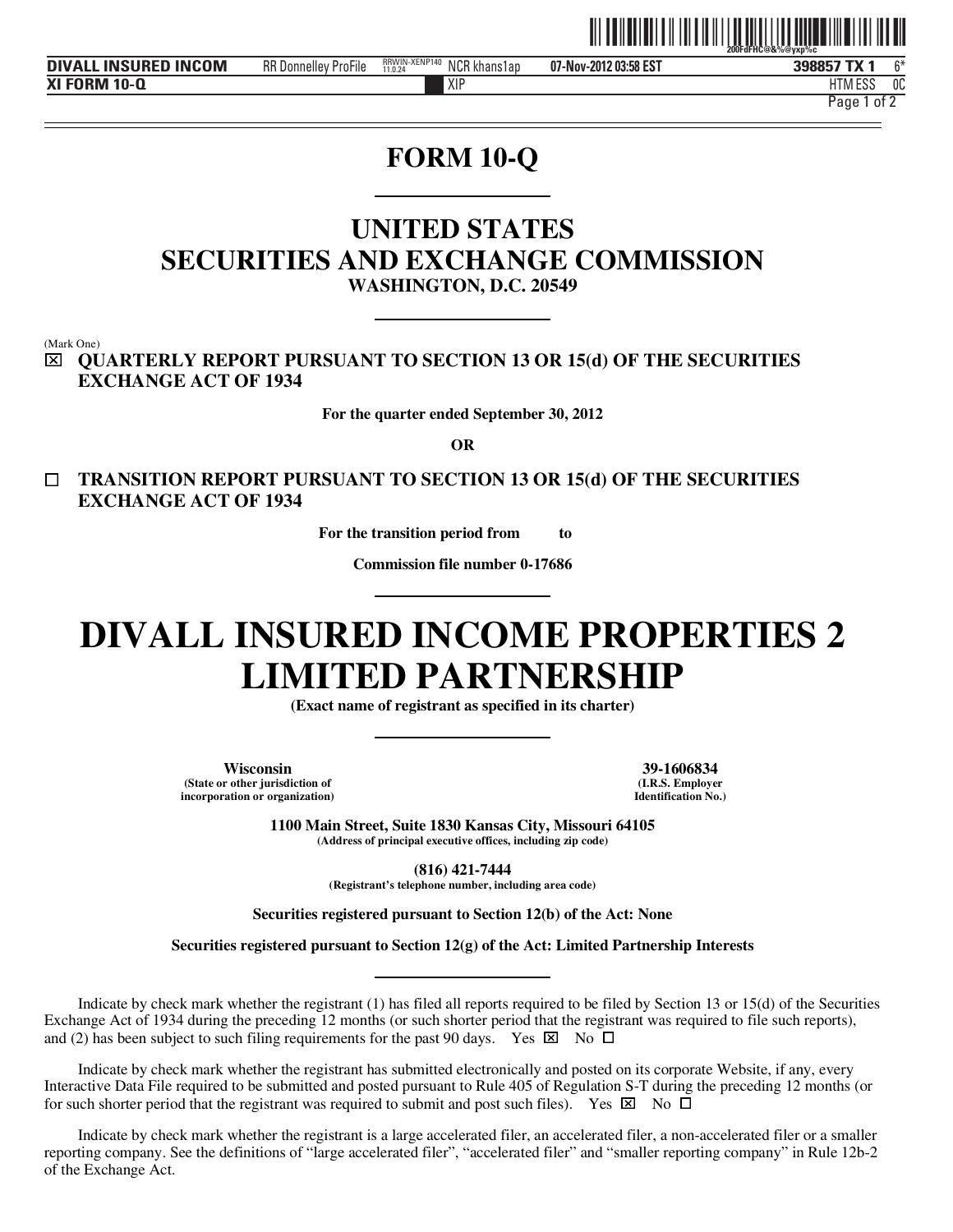# FORM 10-Q

## UNITED STATES SECURITIES AND EXCHANGE COMMISSION

**WASHINGTON, D.C. 20549**

(Mark One)

☒ **QUARTERLY REPORT PURSUANT TO SECTION 13 OR 15(d) OF THE SECURITIES EXCHANGE ACT OF 1934**

**For the quarter ended September 30, 2012**

**OR**

☐ **TRANSITION REPORT PURSUANT TO SECTION 13 OR 15(d) OF THE SECURITIES EXCHANGE ACT OF 1934**

**For the transition period from to**

**Commission file number 0-17686**

# DIVALL INSURED INCOME PROPERTIES 2 LIMITED PARTNERSHIP

**(Exact name of registrant as specified in its charter)**

| **Wisconsin** | **39-1606834** |
|---|---|
| **(State or other jurisdiction of incorporation or organization)** | **(I.R.S. Employer Identification No.)** |

**1100 Main Street, Suite 1830 Kansas City, Missouri 64105**
**(Address of principal executive offices, including zip code)**

**(816) 421-7444**
**(Registrant's telephone number, including area code)**

**Securities registered pursuant to Section 12(b) of the Act: None**

**Securities registered pursuant to Section 12(g) of the Act: Limited Partnership Interests**

Indicate by check mark whether the registrant (1) has filed all reports required to be filed by Section 13 or 15(d) of the Securities Exchange Act of 1934 during the preceding 12 months (or such shorter period that the registrant was required to file such reports), and (2) has been subject to such filing requirements for the past 90 days. Yes ☒ No ☐

Indicate by check mark whether the registrant has submitted electronically and posted on its corporate Website, if any, every Interactive Data File required to be submitted and posted pursuant to Rule 405 of Regulation S-T during the preceding 12 months (or for such shorter period that the registrant was required to submit and post such files). Yes ☒ No ☐

Indicate by check mark whether the registrant is a large accelerated filer, an accelerated filer, a non-accelerated filer or a smaller reporting company. See the definitions of "large accelerated filer", "accelerated filer" and "smaller reporting company" in Rule 12b-2 of the Exchange Act.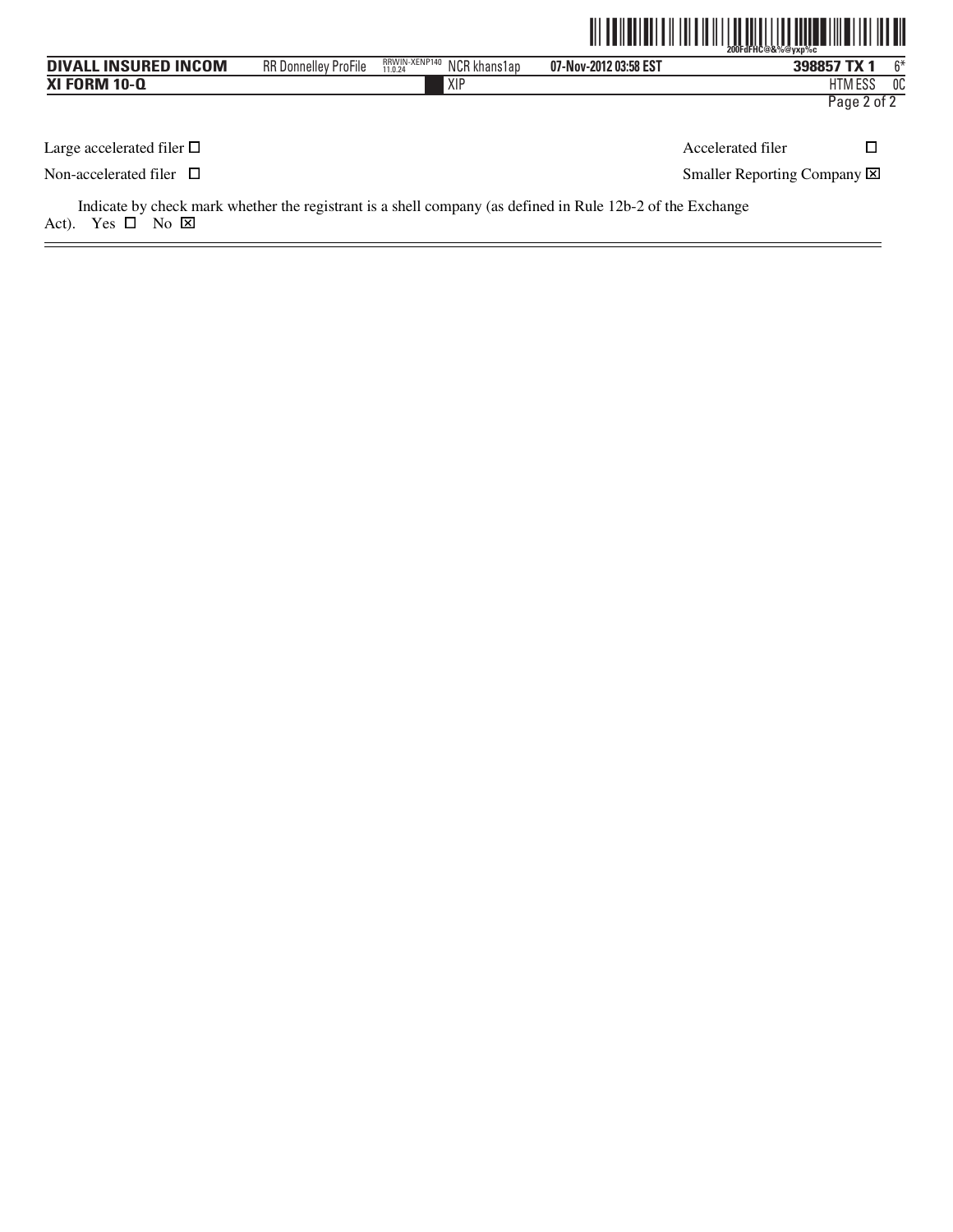| | |
|---|---|
| Large accelerated filer ☐ | Accelerated filer ☐ |
| Non-accelerated filer ☐ | Smaller Reporting Company ☒ |

Indicate by check mark whether the registrant is a shell company (as defined in Rule 12b-2 of the Exchange Act). Yes ☐ No ☒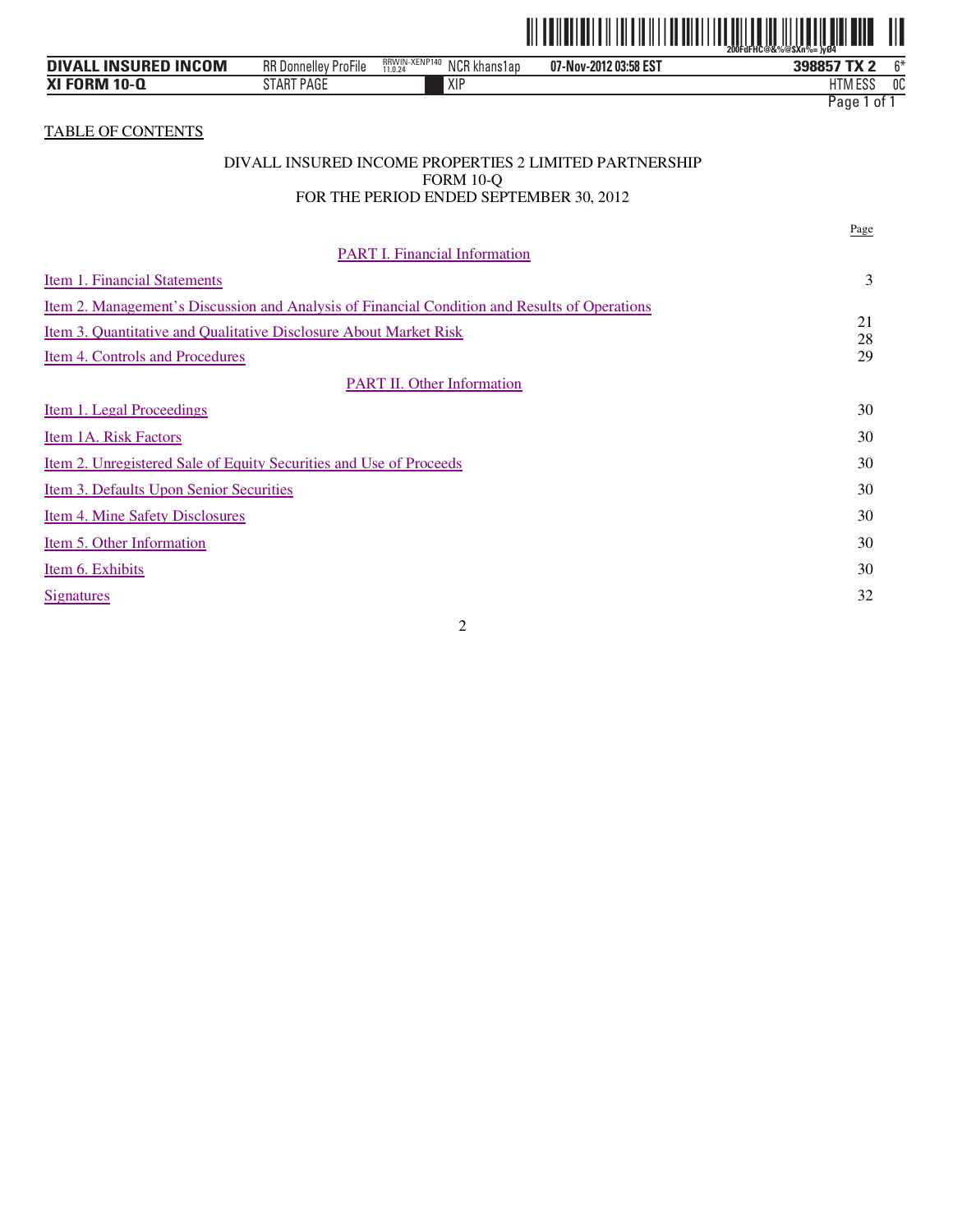TABLE OF CONTENTS

DIVALL INSURED INCOME PROPERTIES 2 LIMITED PARTNERSHIP
FORM 10-Q
FOR THE PERIOD ENDED SEPTEMBER 30, 2012

| | Page |
|---|---|
| **PART I. Financial Information** | |
| Item 1. Financial Statements | 3 |
| Item 2. Management's Discussion and Analysis of Financial Condition and Results of Operations | 21 |
| Item 3. Quantitative and Qualitative Disclosure About Market Risk | 28 |
| Item 4. Controls and Procedures | 29 |
| **PART II. Other Information** | |
| Item 1. Legal Proceedings | 30 |
| Item 1A. Risk Factors | 30 |
| Item 2. Unregistered Sale of Equity Securities and Use of Proceeds | 30 |
| Item 3. Defaults Upon Senior Securities | 30 |
| Item 4. Mine Safety Disclosures | 30 |
| Item 5. Other Information | 30 |
| Item 6. Exhibits | 30 |
| Signatures | 32 |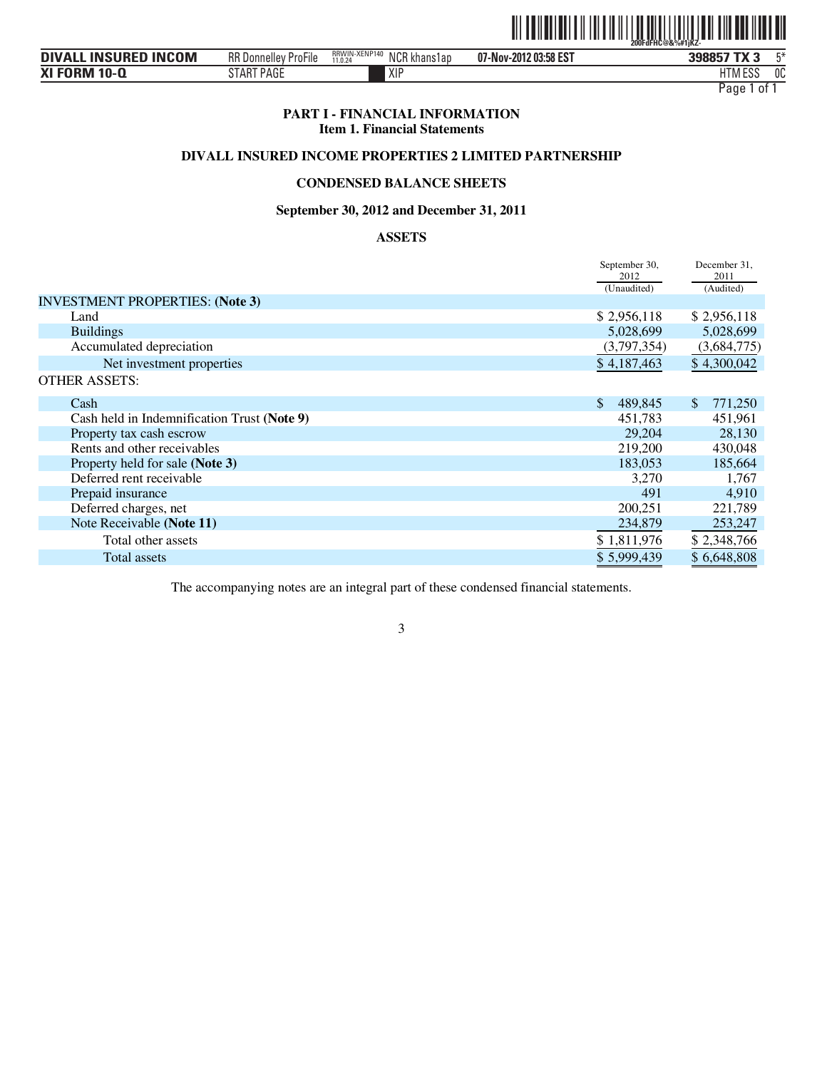# PART I - FINANCIAL INFORMATION

## Item 1. Financial Statements

## DIVALL INSURED INCOME PROPERTIES 2 LIMITED PARTNERSHIP

## CONDENSED BALANCE SHEETS

### September 30, 2012 and December 31, 2011

### ASSETS

| | September 30, 2012 (Unaudited) | December 31, 2011 (Audited) |
|---|---|---|
| INVESTMENT PROPERTIES: **(Note 3)** | | |
| Land | $ 2,956,118 | $ 2,956,118 |
| Buildings | 5,028,699 | 5,028,699 |
| Accumulated depreciation | (3,797,354) | (3,684,775) |
| Net investment properties | $ 4,187,463 | $ 4,300,042 |
| OTHER ASSETS: | | |
| Cash | $ 489,845 | $ 771,250 |
| Cash held in Indemnification Trust **(Note 9)** | 451,783 | 451,961 |
| Property tax cash escrow | 29,204 | 28,130 |
| Rents and other receivables | 219,200 | 430,048 |
| Property held for sale **(Note 3)** | 183,053 | 185,664 |
| Deferred rent receivable | 3,270 | 1,767 |
| Prepaid insurance | 491 | 4,910 |
| Deferred charges, net | 200,251 | 221,789 |
| Note Receivable **(Note 11)** | 234,879 | 253,247 |
| Total other assets | $ 1,811,976 | $ 2,348,766 |
| Total assets | $ 5,999,439 | $ 6,648,808 |

The accompanying notes are an integral part of these condensed financial statements.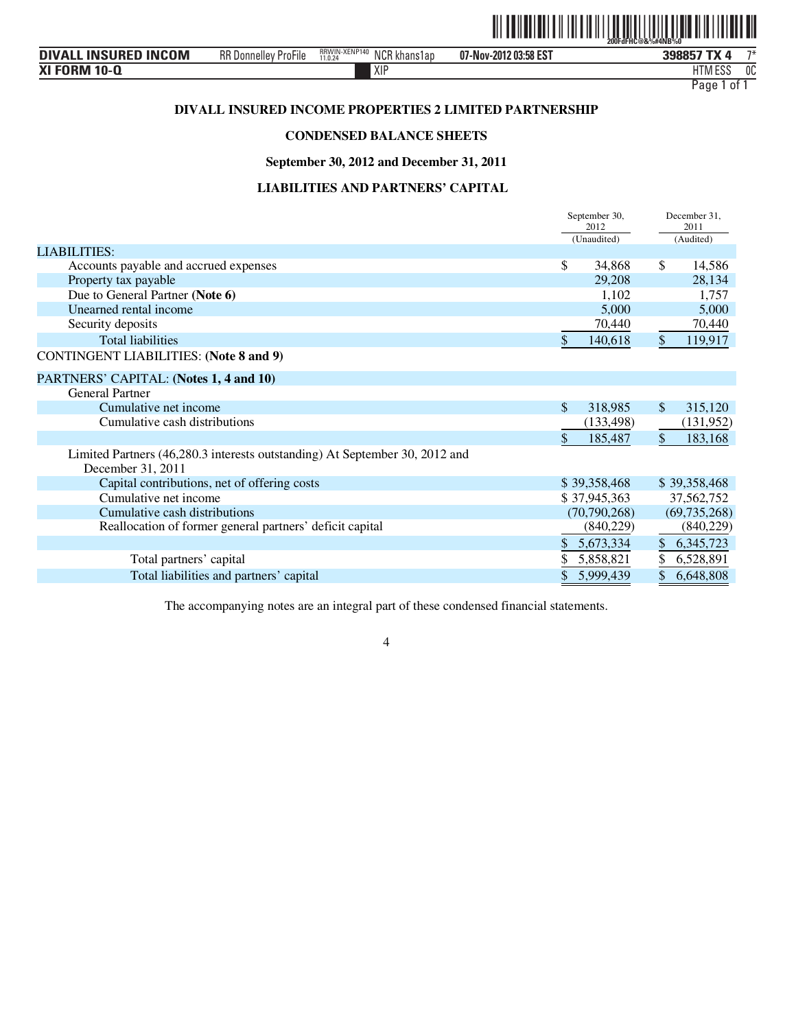**DIVALL INSURED INCOME PROPERTIES 2 LIMITED PARTNERSHIP**

**CONDENSED BALANCE SHEETS**

**September 30, 2012 and December 31, 2011**

**LIABILITIES AND PARTNERS' CAPITAL**

| | September 30, 2012 (Unaudited) | December 31, 2011 (Audited) |
|---|---|---|
| LIABILITIES: | | |
| Accounts payable and accrued expenses | $ 34,868 | $ 14,586 |
| Property tax payable | 29,208 | 28,134 |
| Due to General Partner **(Note 6)** | 1,102 | 1,757 |
| Unearned rental income | 5,000 | 5,000 |
| Security deposits | 70,440 | 70,440 |
| Total liabilities | $ 140,618 | $ 119,917 |
| CONTINGENT LIABILITIES: **(Note 8 and 9)** | | |
| PARTNERS' CAPITAL: **(Notes 1, 4 and 10)** | | |
| General Partner | | |
| Cumulative net income | $ 318,985 | $ 315,120 |
| Cumulative cash distributions | (133,498) | (131,952) |
| | $ 185,487 | $ 183,168 |
| Limited Partners (46,280.3 interests outstanding) At September 30, 2012 and December 31, 2011 | | |
| Capital contributions, net of offering costs | $ 39,358,468 | $ 39,358,468 |
| Cumulative net income | $ 37,945,363 | 37,562,752 |
| Cumulative cash distributions | (70,790,268) | (69,735,268) |
| Reallocation of former general partners' deficit capital | (840,229) | (840,229) |
| | $ 5,673,334 | $ 6,345,723 |
| Total partners' capital | $ 5,858,821 | $ 6,528,891 |
| Total liabilities and partners' capital | $ 5,999,439 | $ 6,648,808 |

The accompanying notes are an integral part of these condensed financial statements.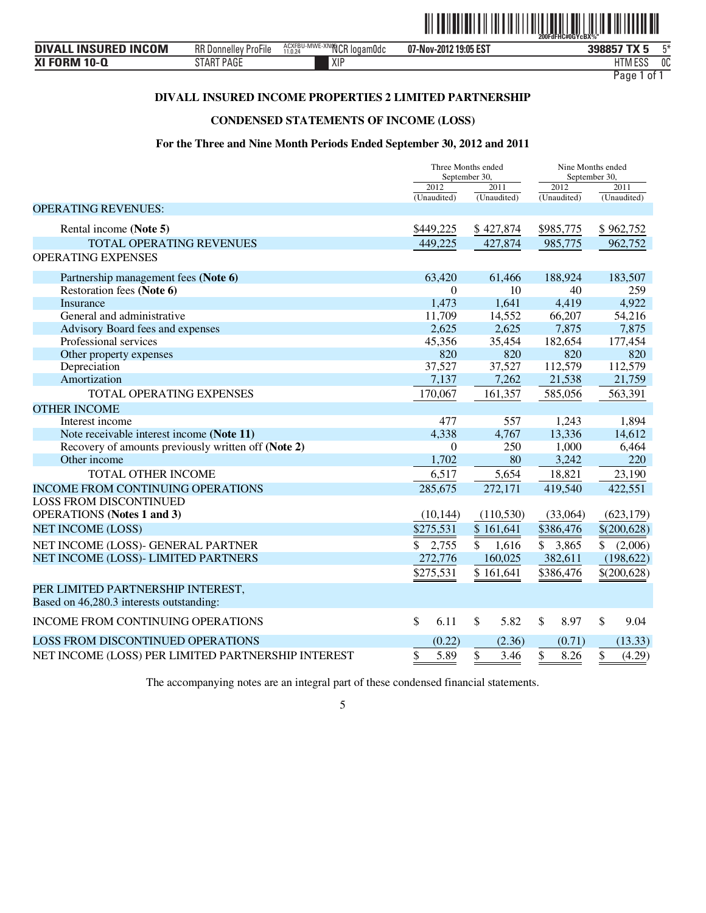## DIVALL INSURED INCOME PROPERTIES 2 LIMITED PARTNERSHIP

## CONDENSED STATEMENTS OF INCOME (LOSS)

### For the Three and Nine Month Periods Ended September 30, 2012 and 2011

| | Three Months ended September 30, | | Nine Months ended September 30, | |
|---|---|---|---|---|
| | 2012 (Unaudited) | 2011 (Unaudited) | 2012 (Unaudited) | 2011 (Unaudited) |
| OPERATING REVENUES: | | | | |
| Rental income **(Note 5)** | $449,225 | $ 427,874 | $985,775 | $ 962,752 |
| TOTAL OPERATING REVENUES | 449,225 | 427,874 | 985,775 | 962,752 |
| OPERATING EXPENSES | | | | |
| Partnership management fees **(Note 6)** | 63,420 | 61,466 | 188,924 | 183,507 |
| Restoration fees **(Note 6)** | 0 | 10 | 40 | 259 |
| Insurance | 1,473 | 1,641 | 4,419 | 4,922 |
| General and administrative | 11,709 | 14,552 | 66,207 | 54,216 |
| Advisory Board fees and expenses | 2,625 | 2,625 | 7,875 | 7,875 |
| Professional services | 45,356 | 35,454 | 182,654 | 177,454 |
| Other property expenses | 820 | 820 | 820 | 820 |
| Depreciation | 37,527 | 37,527 | 112,579 | 112,579 |
| Amortization | 7,137 | 7,262 | 21,538 | 21,759 |
| TOTAL OPERATING EXPENSES | 170,067 | 161,357 | 585,056 | 563,391 |
| OTHER INCOME | | | | |
| Interest income | 477 | 557 | 1,243 | 1,894 |
| Note receivable interest income **(Note 11)** | 4,338 | 4,767 | 13,336 | 14,612 |
| Recovery of amounts previously written off **(Note 2)** | 0 | 250 | 1,000 | 6,464 |
| Other income | 1,702 | 80 | 3,242 | 220 |
| TOTAL OTHER INCOME | 6,517 | 5,654 | 18,821 | 23,190 |
| INCOME FROM CONTINUING OPERATIONS | 285,675 | 272,171 | 419,540 | 422,551 |
| LOSS FROM DISCONTINUED OPERATIONS **(Notes 1 and 3)** | (10,144) | (110,530) | (33,064) | (623,179) |
| NET INCOME (LOSS) | $275,531 | $ 161,641 | $386,476 | $(200,628) |
| NET INCOME (LOSS)- GENERAL PARTNER | $ 2,755 | $ 1,616 | $ 3,865 | $ (2,006) |
| NET INCOME (LOSS)- LIMITED PARTNERS | 272,776 | 160,025 | 382,611 | (198,622) |
| | $275,531 | $ 161,641 | $386,476 | $(200,628) |
| PER LIMITED PARTNERSHIP INTEREST, Based on 46,280.3 interests outstanding: | | | | |
| INCOME FROM CONTINUING OPERATIONS | $ 6.11 | $ 5.82 | $ 8.97 | $ 9.04 |
| LOSS FROM DISCONTINUED OPERATIONS | (0.22) | (2.36) | (0.71) | (13.33) |
| NET INCOME (LOSS) PER LIMITED PARTNERSHIP INTEREST | $ 5.89 | $ 3.46 | $ 8.26 | $ (4.29) |

The accompanying notes are an integral part of these condensed financial statements.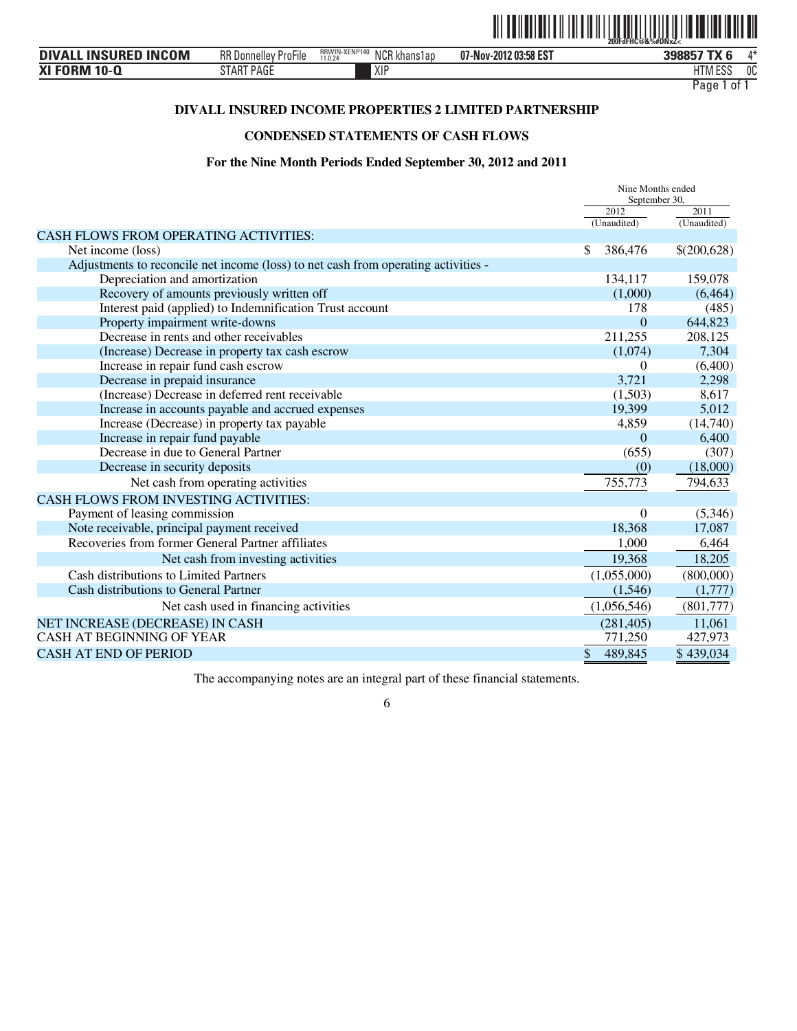# DIVALL INSURED INCOME PROPERTIES 2 LIMITED PARTNERSHIP

## CONDENSED STATEMENTS OF CASH FLOWS

### For the Nine Month Periods Ended September 30, 2012 and 2011

| | Nine Months ended September 30, 2012 (Unaudited) | Nine Months ended September 30, 2011 (Unaudited) |
|---|---|---|
| CASH FLOWS FROM OPERATING ACTIVITIES: | | |
| Net income (loss) | $ 386,476 | $(200,628) |
| Adjustments to reconcile net income (loss) to net cash from operating activities - | | |
| Depreciation and amortization | 134,117 | 159,078 |
| Recovery of amounts previously written off | (1,000) | (6,464) |
| Interest paid (applied) to Indemnification Trust account | 178 | (485) |
| Property impairment write-downs | 0 | 644,823 |
| Decrease in rents and other receivables | 211,255 | 208,125 |
| (Increase) Decrease in property tax cash escrow | (1,074) | 7,304 |
| Increase in repair fund cash escrow | 0 | (6,400) |
| Decrease in prepaid insurance | 3,721 | 2,298 |
| (Increase) Decrease in deferred rent receivable | (1,503) | 8,617 |
| Increase in accounts payable and accrued expenses | 19,399 | 5,012 |
| Increase (Decrease) in property tax payable | 4,859 | (14,740) |
| Increase in repair fund payable | 0 | 6,400 |
| Decrease in due to General Partner | (655) | (307) |
| Decrease in security deposits | (0) | (18,000) |
| Net cash from operating activities | 755,773 | 794,633 |
| CASH FLOWS FROM INVESTING ACTIVITIES: | | |
| Payment of leasing commission | 0 | (5,346) |
| Note receivable, principal payment received | 18,368 | 17,087 |
| Recoveries from former General Partner affiliates | 1,000 | 6,464 |
| Net cash from investing activities | 19,368 | 18,205 |
| Cash distributions to Limited Partners | (1,055,000) | (800,000) |
| Cash distributions to General Partner | (1,546) | (1,777) |
| Net cash used in financing activities | (1,056,546) | (801,777) |
| NET INCREASE (DECREASE) IN CASH | (281,405) | 11,061 |
| CASH AT BEGINNING OF YEAR | 771,250 | 427,973 |
| CASH AT END OF PERIOD | $ 489,845 | $ 439,034 |

The accompanying notes are an integral part of these financial statements.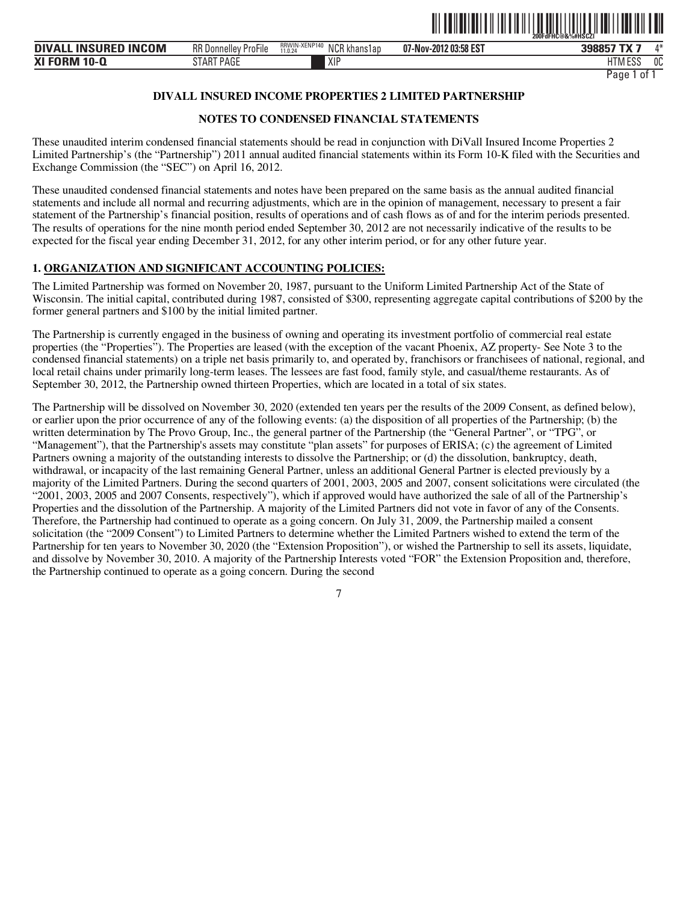**DIVALL INSURED INCOME PROPERTIES 2 LIMITED PARTNERSHIP**

**NOTES TO CONDENSED FINANCIAL STATEMENTS**

These unaudited interim condensed financial statements should be read in conjunction with DiVall Insured Income Properties 2 Limited Partnership's (the "Partnership") 2011 annual audited financial statements within its Form 10-K filed with the Securities and Exchange Commission (the "SEC") on April 16, 2012.

These unaudited condensed financial statements and notes have been prepared on the same basis as the annual audited financial statements and include all normal and recurring adjustments, which are in the opinion of management, necessary to present a fair statement of the Partnership's financial position, results of operations and of cash flows as of and for the interim periods presented. The results of operations for the nine month period ended September 30, 2012 are not necessarily indicative of the results to be expected for the fiscal year ending December 31, 2012, for any other interim period, or for any other future year.

**1. ORGANIZATION AND SIGNIFICANT ACCOUNTING POLICIES:**

The Limited Partnership was formed on November 20, 1987, pursuant to the Uniform Limited Partnership Act of the State of Wisconsin. The initial capital, contributed during 1987, consisted of $300, representing aggregate capital contributions of $200 by the former general partners and $100 by the initial limited partner.

The Partnership is currently engaged in the business of owning and operating its investment portfolio of commercial real estate properties (the "Properties"). The Properties are leased (with the exception of the vacant Phoenix, AZ property- See Note 3 to the condensed financial statements) on a triple net basis primarily to, and operated by, franchisors or franchisees of national, regional, and local retail chains under primarily long-term leases. The lessees are fast food, family style, and casual/theme restaurants. As of September 30, 2012, the Partnership owned thirteen Properties, which are located in a total of six states.

The Partnership will be dissolved on November 30, 2020 (extended ten years per the results of the 2009 Consent, as defined below), or earlier upon the prior occurrence of any of the following events: (a) the disposition of all properties of the Partnership; (b) the written determination by The Provo Group, Inc., the general partner of the Partnership (the "General Partner", or "TPG", or "Management"), that the Partnership's assets may constitute "plan assets" for purposes of ERISA; (c) the agreement of Limited Partners owning a majority of the outstanding interests to dissolve the Partnership; or (d) the dissolution, bankruptcy, death, withdrawal, or incapacity of the last remaining General Partner, unless an additional General Partner is elected previously by a majority of the Limited Partners. During the second quarters of 2001, 2003, 2005 and 2007, consent solicitations were circulated (the "2001, 2003, 2005 and 2007 Consents, respectively"), which if approved would have authorized the sale of all of the Partnership's Properties and the dissolution of the Partnership. A majority of the Limited Partners did not vote in favor of any of the Consents. Therefore, the Partnership had continued to operate as a going concern. On July 31, 2009, the Partnership mailed a consent solicitation (the "2009 Consent") to Limited Partners to determine whether the Limited Partners wished to extend the term of the Partnership for ten years to November 30, 2020 (the "Extension Proposition"), or wished the Partnership to sell its assets, liquidate, and dissolve by November 30, 2010. A majority of the Partnership Interests voted "FOR" the Extension Proposition and, therefore, the Partnership continued to operate as a going concern. During the second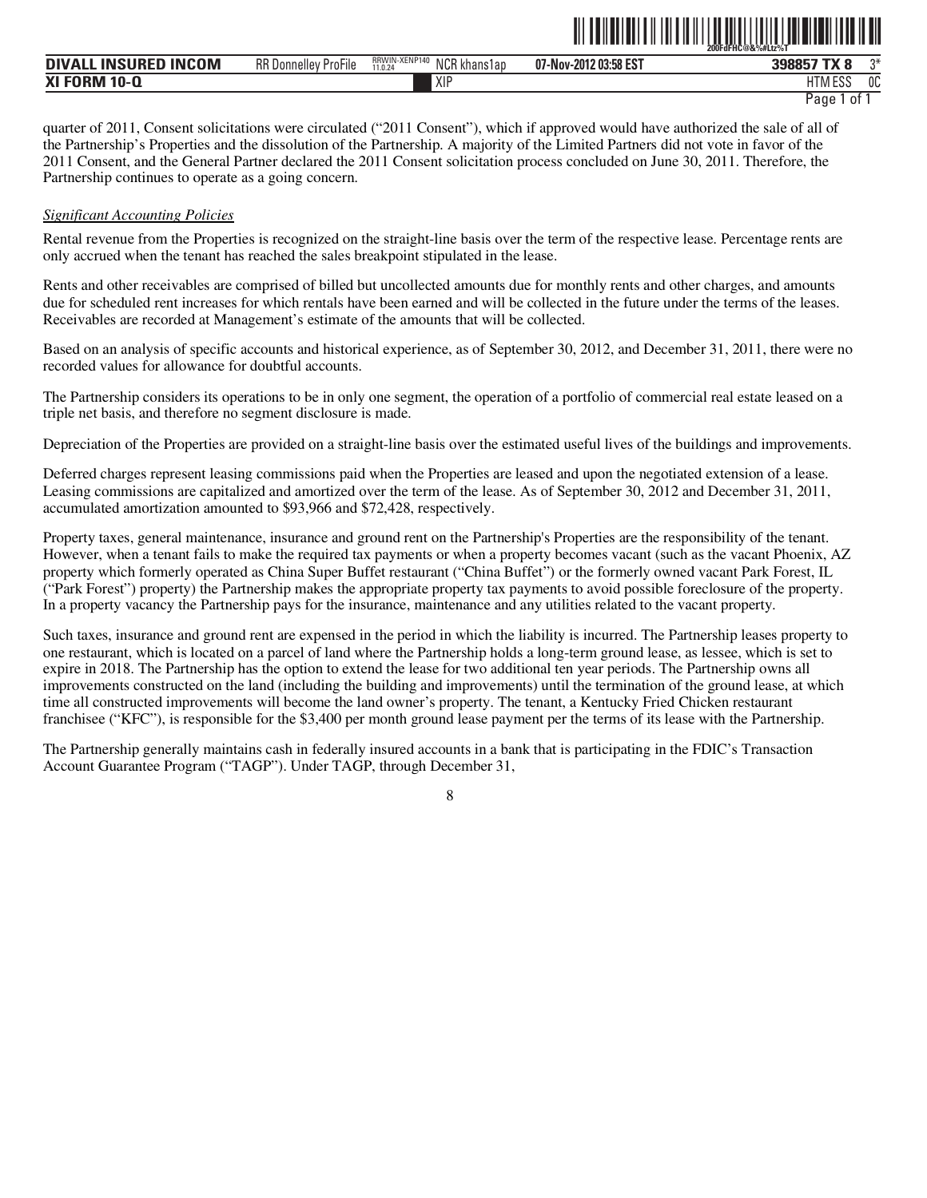quarter of 2011, Consent solicitations were circulated ("2011 Consent"), which if approved would have authorized the sale of all of the Partnership's Properties and the dissolution of the Partnership. A majority of the Limited Partners did not vote in favor of the 2011 Consent, and the General Partner declared the 2011 Consent solicitation process concluded on June 30, 2011. Therefore, the Partnership continues to operate as a going concern.

*Significant Accounting Policies*

Rental revenue from the Properties is recognized on the straight-line basis over the term of the respective lease. Percentage rents are only accrued when the tenant has reached the sales breakpoint stipulated in the lease.

Rents and other receivables are comprised of billed but uncollected amounts due for monthly rents and other charges, and amounts due for scheduled rent increases for which rentals have been earned and will be collected in the future under the terms of the leases. Receivables are recorded at Management's estimate of the amounts that will be collected.

Based on an analysis of specific accounts and historical experience, as of September 30, 2012, and December 31, 2011, there were no recorded values for allowance for doubtful accounts.

The Partnership considers its operations to be in only one segment, the operation of a portfolio of commercial real estate leased on a triple net basis, and therefore no segment disclosure is made.

Depreciation of the Properties are provided on a straight-line basis over the estimated useful lives of the buildings and improvements.

Deferred charges represent leasing commissions paid when the Properties are leased and upon the negotiated extension of a lease. Leasing commissions are capitalized and amortized over the term of the lease. As of September 30, 2012 and December 31, 2011, accumulated amortization amounted to $93,966 and $72,428, respectively.

Property taxes, general maintenance, insurance and ground rent on the Partnership's Properties are the responsibility of the tenant. However, when a tenant fails to make the required tax payments or when a property becomes vacant (such as the vacant Phoenix, AZ property which formerly operated as China Super Buffet restaurant ("China Buffet") or the formerly owned vacant Park Forest, IL ("Park Forest") property) the Partnership makes the appropriate property tax payments to avoid possible foreclosure of the property. In a property vacancy the Partnership pays for the insurance, maintenance and any utilities related to the vacant property.

Such taxes, insurance and ground rent are expensed in the period in which the liability is incurred. The Partnership leases property to one restaurant, which is located on a parcel of land where the Partnership holds a long-term ground lease, as lessee, which is set to expire in 2018. The Partnership has the option to extend the lease for two additional ten year periods. The Partnership owns all improvements constructed on the land (including the building and improvements) until the termination of the ground lease, at which time all constructed improvements will become the land owner's property. The tenant, a Kentucky Fried Chicken restaurant franchisee ("KFC"), is responsible for the $3,400 per month ground lease payment per the terms of its lease with the Partnership.

The Partnership generally maintains cash in federally insured accounts in a bank that is participating in the FDIC's Transaction Account Guarantee Program ("TAGP"). Under TAGP, through December 31,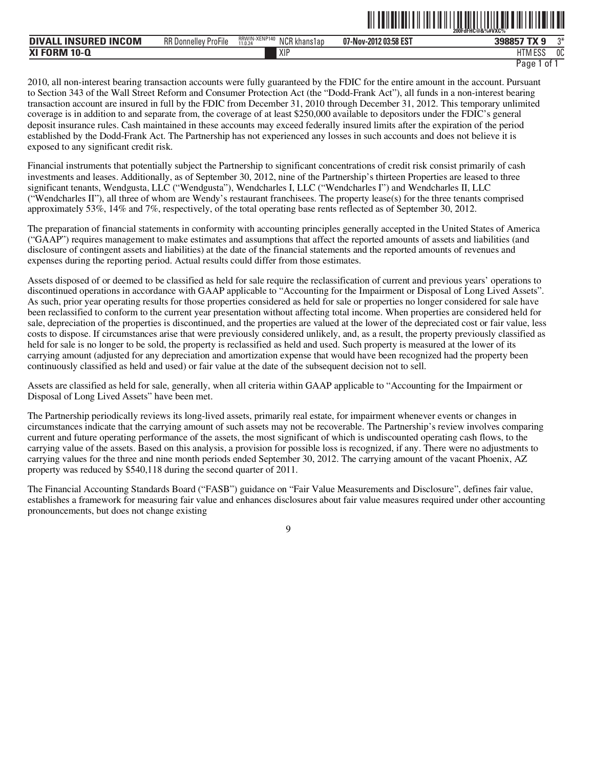2010, all non-interest bearing transaction accounts were fully guaranteed by the FDIC for the entire amount in the account. Pursuant to Section 343 of the Wall Street Reform and Consumer Protection Act (the "Dodd-Frank Act"), all funds in a non-interest bearing transaction account are insured in full by the FDIC from December 31, 2010 through December 31, 2012. This temporary unlimited coverage is in addition to and separate from, the coverage of at least $250,000 available to depositors under the FDIC's general deposit insurance rules. Cash maintained in these accounts may exceed federally insured limits after the expiration of the period established by the Dodd-Frank Act. The Partnership has not experienced any losses in such accounts and does not believe it is exposed to any significant credit risk.

Financial instruments that potentially subject the Partnership to significant concentrations of credit risk consist primarily of cash investments and leases. Additionally, as of September 30, 2012, nine of the Partnership's thirteen Properties are leased to three significant tenants, Wendgusta, LLC ("Wendgusta"), Wendcharles I, LLC ("Wendcharles I") and Wendcharles II, LLC ("Wendcharles II"), all three of whom are Wendy's restaurant franchisees. The property lease(s) for the three tenants comprised approximately 53%, 14% and 7%, respectively, of the total operating base rents reflected as of September 30, 2012.

The preparation of financial statements in conformity with accounting principles generally accepted in the United States of America ("GAAP") requires management to make estimates and assumptions that affect the reported amounts of assets and liabilities (and disclosure of contingent assets and liabilities) at the date of the financial statements and the reported amounts of revenues and expenses during the reporting period. Actual results could differ from those estimates.

Assets disposed of or deemed to be classified as held for sale require the reclassification of current and previous years' operations to discontinued operations in accordance with GAAP applicable to "Accounting for the Impairment or Disposal of Long Lived Assets". As such, prior year operating results for those properties considered as held for sale or properties no longer considered for sale have been reclassified to conform to the current year presentation without affecting total income. When properties are considered held for sale, depreciation of the properties is discontinued, and the properties are valued at the lower of the depreciated cost or fair value, less costs to dispose. If circumstances arise that were previously considered unlikely, and, as a result, the property previously classified as held for sale is no longer to be sold, the property is reclassified as held and used. Such property is measured at the lower of its carrying amount (adjusted for any depreciation and amortization expense that would have been recognized had the property been continuously classified as held and used) or fair value at the date of the subsequent decision not to sell.

Assets are classified as held for sale, generally, when all criteria within GAAP applicable to "Accounting for the Impairment or Disposal of Long Lived Assets" have been met.

The Partnership periodically reviews its long-lived assets, primarily real estate, for impairment whenever events or changes in circumstances indicate that the carrying amount of such assets may not be recoverable. The Partnership's review involves comparing current and future operating performance of the assets, the most significant of which is undiscounted operating cash flows, to the carrying value of the assets. Based on this analysis, a provision for possible loss is recognized, if any. There were no adjustments to carrying values for the three and nine month periods ended September 30, 2012. The carrying amount of the vacant Phoenix, AZ property was reduced by $540,118 during the second quarter of 2011.

The Financial Accounting Standards Board ("FASB") guidance on "Fair Value Measurements and Disclosure", defines fair value, establishes a framework for measuring fair value and enhances disclosures about fair value measures required under other accounting pronouncements, but does not change existing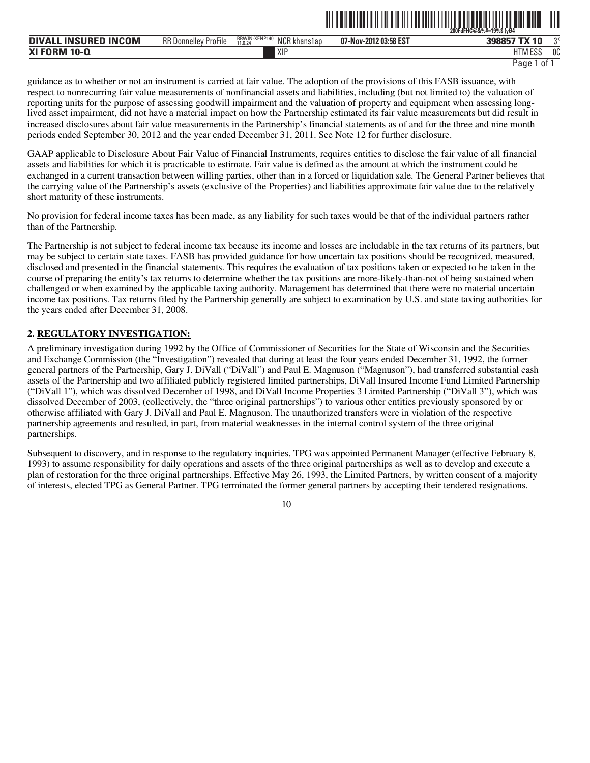guidance as to whether or not an instrument is carried at fair value. The adoption of the provisions of this FASB issuance, with respect to nonrecurring fair value measurements of nonfinancial assets and liabilities, including (but not limited to) the valuation of reporting units for the purpose of assessing goodwill impairment and the valuation of property and equipment when assessing long-lived asset impairment, did not have a material impact on how the Partnership estimated its fair value measurements but did result in increased disclosures about fair value measurements in the Partnership's financial statements as of and for the three and nine month periods ended September 30, 2012 and the year ended December 31, 2011. See Note 12 for further disclosure.

GAAP applicable to Disclosure About Fair Value of Financial Instruments, requires entities to disclose the fair value of all financial assets and liabilities for which it is practicable to estimate. Fair value is defined as the amount at which the instrument could be exchanged in a current transaction between willing parties, other than in a forced or liquidation sale. The General Partner believes that the carrying value of the Partnership's assets (exclusive of the Properties) and liabilities approximate fair value due to the relatively short maturity of these instruments.

No provision for federal income taxes has been made, as any liability for such taxes would be that of the individual partners rather than of the Partnership.

The Partnership is not subject to federal income tax because its income and losses are includable in the tax returns of its partners, but may be subject to certain state taxes. FASB has provided guidance for how uncertain tax positions should be recognized, measured, disclosed and presented in the financial statements. This requires the evaluation of tax positions taken or expected to be taken in the course of preparing the entity's tax returns to determine whether the tax positions are more-likely-than-not of being sustained when challenged or when examined by the applicable taxing authority. Management has determined that there were no material uncertain income tax positions. Tax returns filed by the Partnership generally are subject to examination by U.S. and state taxing authorities for the years ended after December 31, 2008.

**2. REGULATORY INVESTIGATION:**

A preliminary investigation during 1992 by the Office of Commissioner of Securities for the State of Wisconsin and the Securities and Exchange Commission (the "Investigation") revealed that during at least the four years ended December 31, 1992, the former general partners of the Partnership, Gary J. DiVall ("DiVall") and Paul E. Magnuson ("Magnuson"), had transferred substantial cash assets of the Partnership and two affiliated publicly registered limited partnerships, DiVall Insured Income Fund Limited Partnership ("DiVall 1"), which was dissolved December of 1998, and DiVall Income Properties 3 Limited Partnership ("DiVall 3"), which was dissolved December of 2003, (collectively, the "three original partnerships") to various other entities previously sponsored by or otherwise affiliated with Gary J. DiVall and Paul E. Magnuson. The unauthorized transfers were in violation of the respective partnership agreements and resulted, in part, from material weaknesses in the internal control system of the three original partnerships.

Subsequent to discovery, and in response to the regulatory inquiries, TPG was appointed Permanent Manager (effective February 8, 1993) to assume responsibility for daily operations and assets of the three original partnerships as well as to develop and execute a plan of restoration for the three original partnerships. Effective May 26, 1993, the Limited Partners, by written consent of a majority of interests, elected TPG as General Partner. TPG terminated the former general partners by accepting their tendered resignations.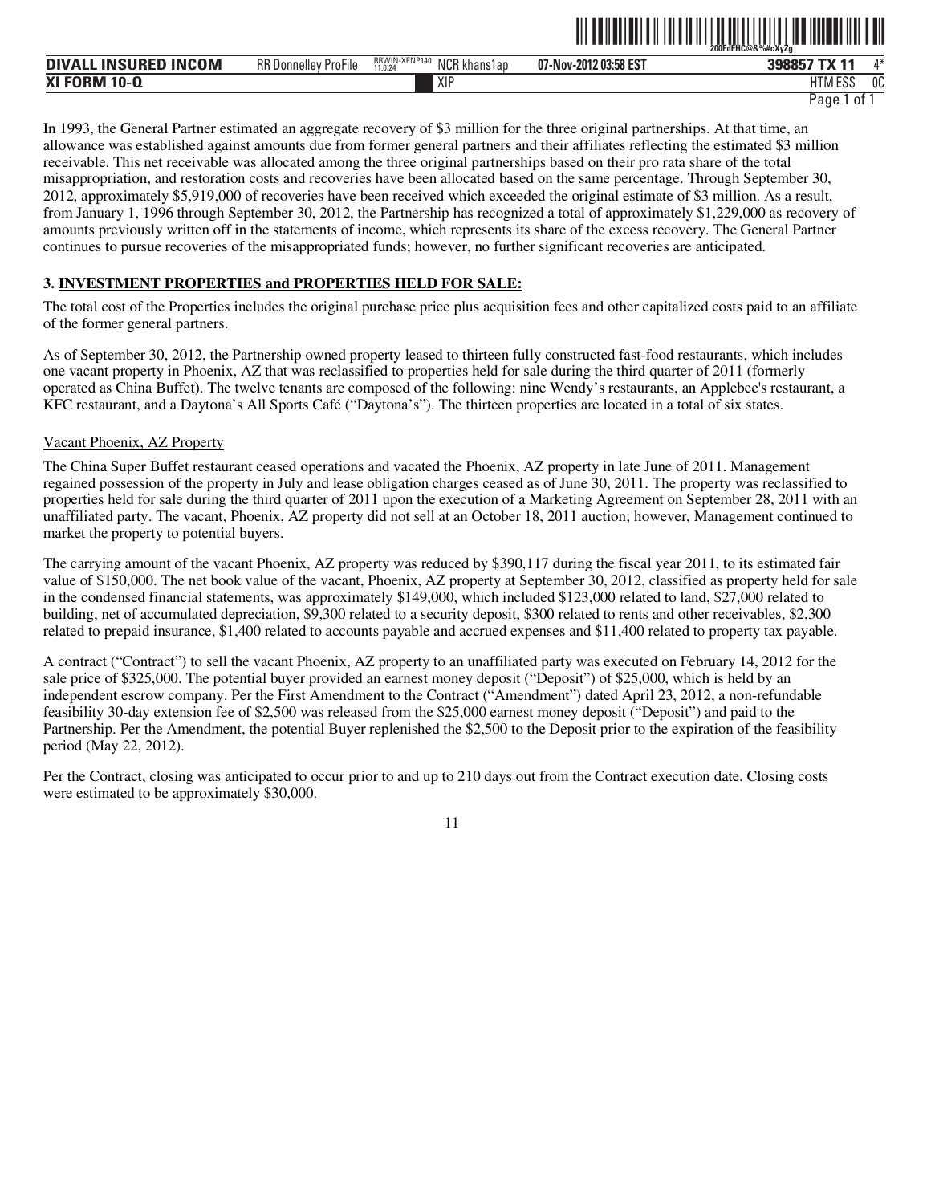In 1993, the General Partner estimated an aggregate recovery of $3 million for the three original partnerships. At that time, an allowance was established against amounts due from former general partners and their affiliates reflecting the estimated $3 million receivable. This net receivable was allocated among the three original partnerships based on their pro rata share of the total misappropriation, and restoration costs and recoveries have been allocated based on the same percentage. Through September 30, 2012, approximately $5,919,000 of recoveries have been received which exceeded the original estimate of $3 million. As a result, from January 1, 1996 through September 30, 2012, the Partnership has recognized a total of approximately $1,229,000 as recovery of amounts previously written off in the statements of income, which represents its share of the excess recovery. The General Partner continues to pursue recoveries of the misappropriated funds; however, no further significant recoveries are anticipated.

### 3. INVESTMENT PROPERTIES and PROPERTIES HELD FOR SALE:

The total cost of the Properties includes the original purchase price plus acquisition fees and other capitalized costs paid to an affiliate of the former general partners.

As of September 30, 2012, the Partnership owned property leased to thirteen fully constructed fast-food restaurants, which includes one vacant property in Phoenix, AZ that was reclassified to properties held for sale during the third quarter of 2011 (formerly operated as China Buffet). The twelve tenants are composed of the following: nine Wendy's restaurants, an Applebee's restaurant, a KFC restaurant, and a Daytona's All Sports Café ("Daytona's"). The thirteen properties are located in a total of six states.

Vacant Phoenix, AZ Property

The China Super Buffet restaurant ceased operations and vacated the Phoenix, AZ property in late June of 2011. Management regained possession of the property in July and lease obligation charges ceased as of June 30, 2011. The property was reclassified to properties held for sale during the third quarter of 2011 upon the execution of a Marketing Agreement on September 28, 2011 with an unaffiliated party. The vacant, Phoenix, AZ property did not sell at an October 18, 2011 auction; however, Management continued to market the property to potential buyers.

The carrying amount of the vacant Phoenix, AZ property was reduced by $390,117 during the fiscal year 2011, to its estimated fair value of $150,000. The net book value of the vacant, Phoenix, AZ property at September 30, 2012, classified as property held for sale in the condensed financial statements, was approximately $149,000, which included $123,000 related to land, $27,000 related to building, net of accumulated depreciation, $9,300 related to a security deposit, $300 related to rents and other receivables, $2,300 related to prepaid insurance, $1,400 related to accounts payable and accrued expenses and $11,400 related to property tax payable.

A contract ("Contract") to sell the vacant Phoenix, AZ property to an unaffiliated party was executed on February 14, 2012 for the sale price of $325,000. The potential buyer provided an earnest money deposit ("Deposit") of $25,000, which is held by an independent escrow company. Per the First Amendment to the Contract ("Amendment") dated April 23, 2012, a non-refundable feasibility 30-day extension fee of $2,500 was released from the $25,000 earnest money deposit ("Deposit") and paid to the Partnership. Per the Amendment, the potential Buyer replenished the $2,500 to the Deposit prior to the expiration of the feasibility period (May 22, 2012).

Per the Contract, closing was anticipated to occur prior to and up to 210 days out from the Contract execution date. Closing costs were estimated to be approximately $30,000.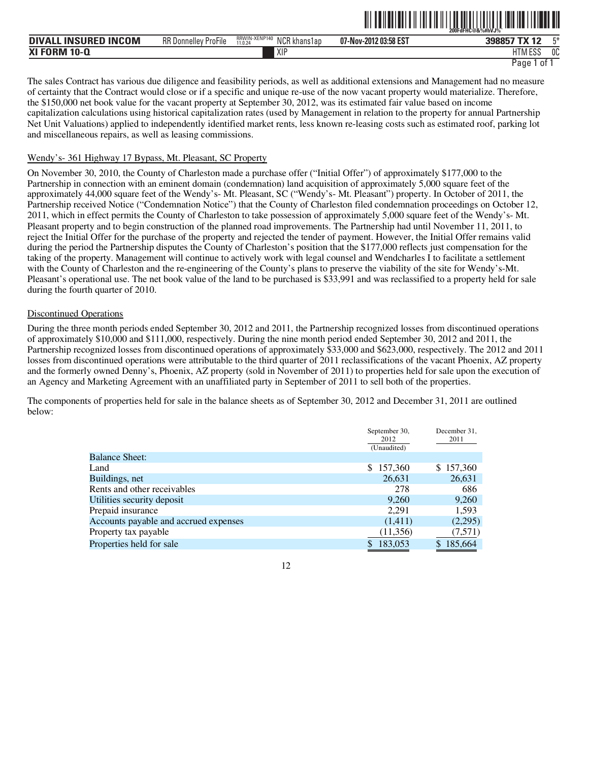The sales Contract has various due diligence and feasibility periods, as well as additional extensions and Management had no measure of certainty that the Contract would close or if a specific and unique re-use of the now vacant property would materialize. Therefore, the $150,000 net book value for the vacant property at September 30, 2012, was its estimated fair value based on income capitalization calculations using historical capitalization rates (used by Management in relation to the property for annual Partnership Net Unit Valuations) applied to independently identified market rents, less known re-leasing costs such as estimated roof, parking lot and miscellaneous repairs, as well as leasing commissions.

Wendy's- 361 Highway 17 Bypass, Mt. Pleasant, SC Property

On November 30, 2010, the County of Charleston made a purchase offer ("Initial Offer") of approximately $177,000 to the Partnership in connection with an eminent domain (condemnation) land acquisition of approximately 5,000 square feet of the approximately 44,000 square feet of the Wendy's- Mt. Pleasant, SC ("Wendy's- Mt. Pleasant") property. In October of 2011, the Partnership received Notice ("Condemnation Notice") that the County of Charleston filed condemnation proceedings on October 12, 2011, which in effect permits the County of Charleston to take possession of approximately 5,000 square feet of the Wendy's- Mt. Pleasant property and to begin construction of the planned road improvements. The Partnership had until November 11, 2011, to reject the Initial Offer for the purchase of the property and rejected the tender of payment. However, the Initial Offer remains valid during the period the Partnership disputes the County of Charleston's position that the $177,000 reflects just compensation for the taking of the property. Management will continue to actively work with legal counsel and Wendcharles I to facilitate a settlement with the County of Charleston and the re-engineering of the County's plans to preserve the viability of the site for Wendy's-Mt. Pleasant's operational use. The net book value of the land to be purchased is $33,991 and was reclassified to a property held for sale during the fourth quarter of 2010.

Discontinued Operations

During the three month periods ended September 30, 2012 and 2011, the Partnership recognized losses from discontinued operations of approximately $10,000 and $111,000, respectively. During the nine month period ended September 30, 2012 and 2011, the Partnership recognized losses from discontinued operations of approximately $33,000 and $623,000, respectively. The 2012 and 2011 losses from discontinued operations were attributable to the third quarter of 2011 reclassifications of the vacant Phoenix, AZ property and the formerly owned Denny's, Phoenix, AZ property (sold in November of 2011) to properties held for sale upon the execution of an Agency and Marketing Agreement with an unaffiliated party in September of 2011 to sell both of the properties.

The components of properties held for sale in the balance sheets as of September 30, 2012 and December 31, 2011 are outlined below:

| | September 30, 2012 (Unaudited) | December 31, 2011 |
|---|---|---|
| Balance Sheet: | | |
| Land | $ 157,360 | $ 157,360 |
| Buildings, net | 26,631 | 26,631 |
| Rents and other receivables | 278 | 686 |
| Utilities security deposit | 9,260 | 9,260 |
| Prepaid insurance | 2,291 | 1,593 |
| Accounts payable and accrued expenses | (1,411) | (2,295) |
| Property tax payable | (11,356) | (7,571) |
| Properties held for sale | $ 183,053 | $ 185,664 |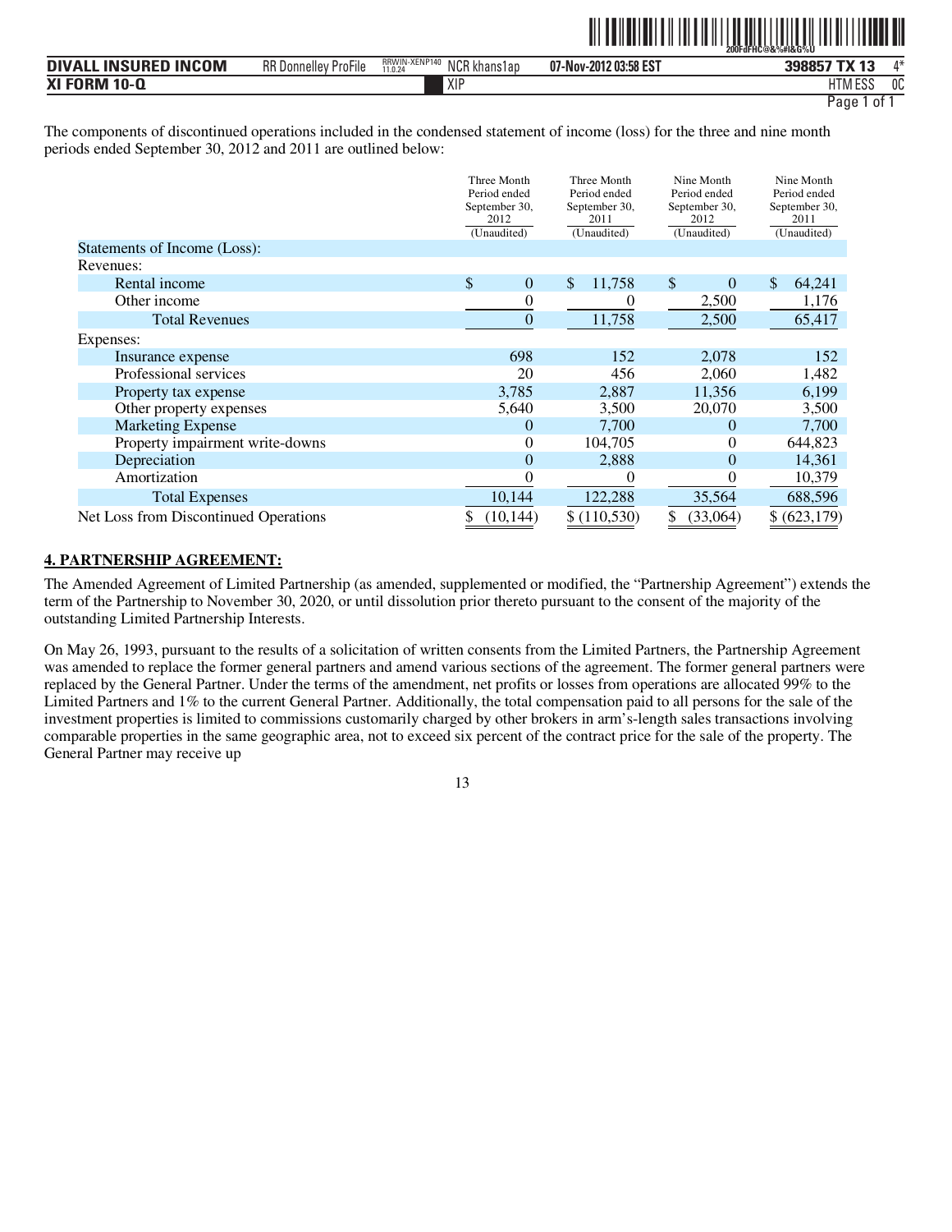The components of discontinued operations included in the condensed statement of income (loss) for the three and nine month periods ended September 30, 2012 and 2011 are outlined below:

| | Three Month Period ended September 30, 2012 (Unaudited) | Three Month Period ended September 30, 2011 (Unaudited) | Nine Month Period ended September 30, 2012 (Unaudited) | Nine Month Period ended September 30, 2011 (Unaudited) |
|---|---|---|---|---|
| Statements of Income (Loss): | | | | |
| Revenues: | | | | |
| Rental income | $ 0 | $ 11,758 | $ 0 | $ 64,241 |
| Other income | 0 | 0 | 2,500 | 1,176 |
| Total Revenues | 0 | 11,758 | 2,500 | 65,417 |
| Expenses: | | | | |
| Insurance expense | 698 | 152 | 2,078 | 152 |
| Professional services | 20 | 456 | 2,060 | 1,482 |
| Property tax expense | 3,785 | 2,887 | 11,356 | 6,199 |
| Other property expenses | 5,640 | 3,500 | 20,070 | 3,500 |
| Marketing Expense | 0 | 7,700 | 0 | 7,700 |
| Property impairment write-downs | 0 | 104,705 | 0 | 644,823 |
| Depreciation | 0 | 2,888 | 0 | 14,361 |
| Amortization | 0 | 0 | 0 | 10,379 |
| Total Expenses | 10,144 | 122,288 | 35,564 | 688,596 |
| Net Loss from Discontinued Operations | $ (10,144) | $ (110,530) | $ (33,064) | $ (623,179) |

## 4. PARTNERSHIP AGREEMENT:

The Amended Agreement of Limited Partnership (as amended, supplemented or modified, the "Partnership Agreement") extends the term of the Partnership to November 30, 2020, or until dissolution prior thereto pursuant to the consent of the majority of the outstanding Limited Partnership Interests.

On May 26, 1993, pursuant to the results of a solicitation of written consents from the Limited Partners, the Partnership Agreement was amended to replace the former general partners and amend various sections of the agreement. The former general partners were replaced by the General Partner. Under the terms of the amendment, net profits or losses from operations are allocated 99% to the Limited Partners and 1% to the current General Partner. Additionally, the total compensation paid to all persons for the sale of the investment properties is limited to commissions customarily charged by other brokers in arm's-length sales transactions involving comparable properties in the same geographic area, not to exceed six percent of the contract price for the sale of the property. The General Partner may receive up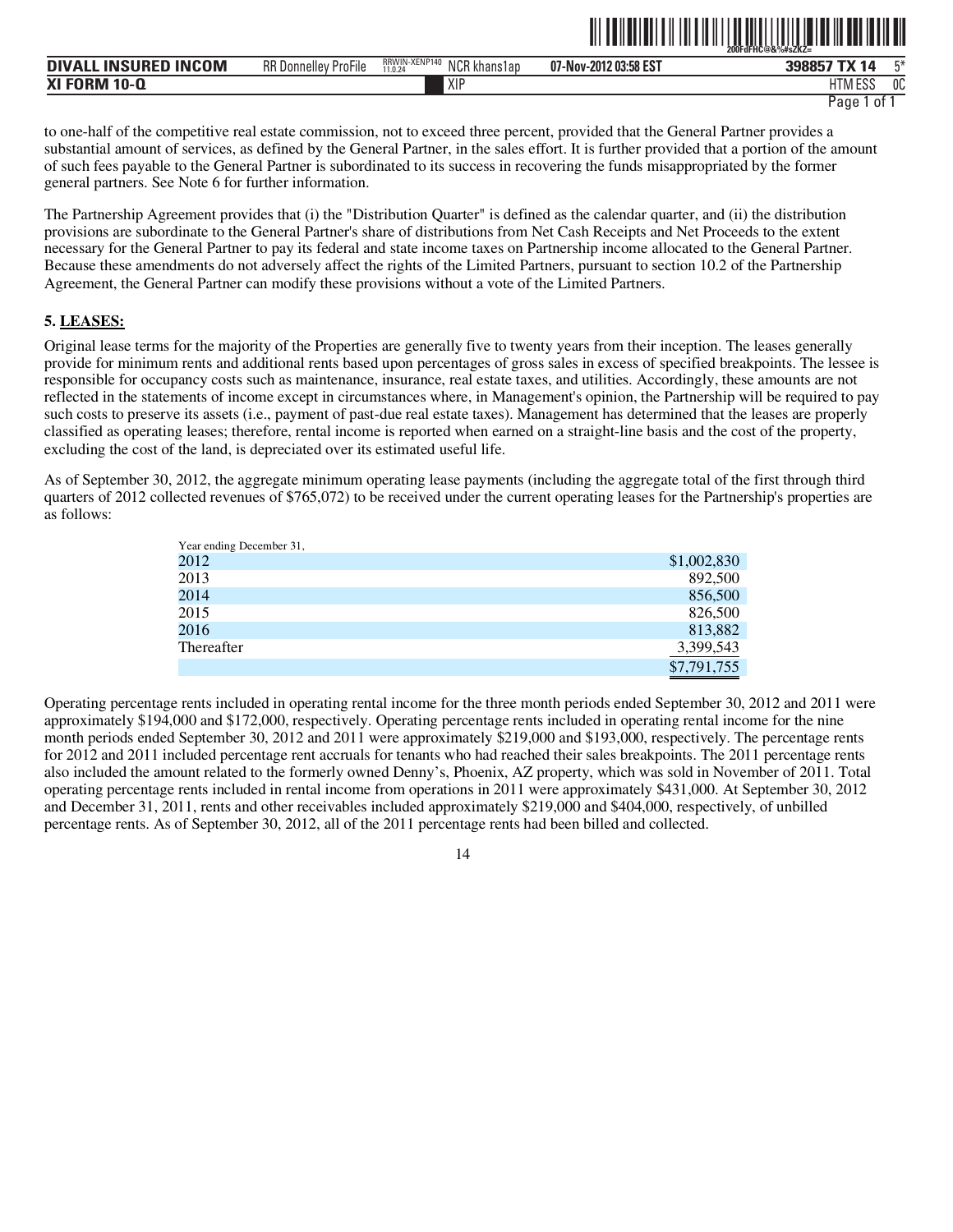to one-half of the competitive real estate commission, not to exceed three percent, provided that the General Partner provides a substantial amount of services, as defined by the General Partner, in the sales effort. It is further provided that a portion of the amount of such fees payable to the General Partner is subordinated to its success in recovering the funds misappropriated by the former general partners. See Note 6 for further information.

The Partnership Agreement provides that (i) the "Distribution Quarter" is defined as the calendar quarter, and (ii) the distribution provisions are subordinate to the General Partner's share of distributions from Net Cash Receipts and Net Proceeds to the extent necessary for the General Partner to pay its federal and state income taxes on Partnership income allocated to the General Partner. Because these amendments do not adversely affect the rights of the Limited Partners, pursuant to section 10.2 of the Partnership Agreement, the General Partner can modify these provisions without a vote of the Limited Partners.

## 5. LEASES:

Original lease terms for the majority of the Properties are generally five to twenty years from their inception. The leases generally provide for minimum rents and additional rents based upon percentages of gross sales in excess of specified breakpoints. The lessee is responsible for occupancy costs such as maintenance, insurance, real estate taxes, and utilities. Accordingly, these amounts are not reflected in the statements of income except in circumstances where, in Management's opinion, the Partnership will be required to pay such costs to preserve its assets (i.e., payment of past-due real estate taxes). Management has determined that the leases are properly classified as operating leases; therefore, rental income is reported when earned on a straight-line basis and the cost of the property, excluding the cost of the land, is depreciated over its estimated useful life.

As of September 30, 2012, the aggregate minimum operating lease payments (including the aggregate total of the first through third quarters of 2012 collected revenues of $765,072) to be received under the current operating leases for the Partnership's properties are as follows:

| Year ending December 31, | |
|---|---|
| 2012 | $1,002,830 |
| 2013 | 892,500 |
| 2014 | 856,500 |
| 2015 | 826,500 |
| 2016 | 813,882 |
| Thereafter | 3,399,543 |
| | $7,791,755 |

Operating percentage rents included in operating rental income for the three month periods ended September 30, 2012 and 2011 were approximately $194,000 and $172,000, respectively. Operating percentage rents included in operating rental income for the nine month periods ended September 30, 2012 and 2011 were approximately $219,000 and $193,000, respectively. The percentage rents for 2012 and 2011 included percentage rent accruals for tenants who had reached their sales breakpoints. The 2011 percentage rents also included the amount related to the formerly owned Denny's, Phoenix, AZ property, which was sold in November of 2011. Total operating percentage rents included in rental income from operations in 2011 were approximately $431,000. At September 30, 2012 and December 31, 2011, rents and other receivables included approximately $219,000 and $404,000, respectively, of unbilled percentage rents. As of September 30, 2012, all of the 2011 percentage rents had been billed and collected.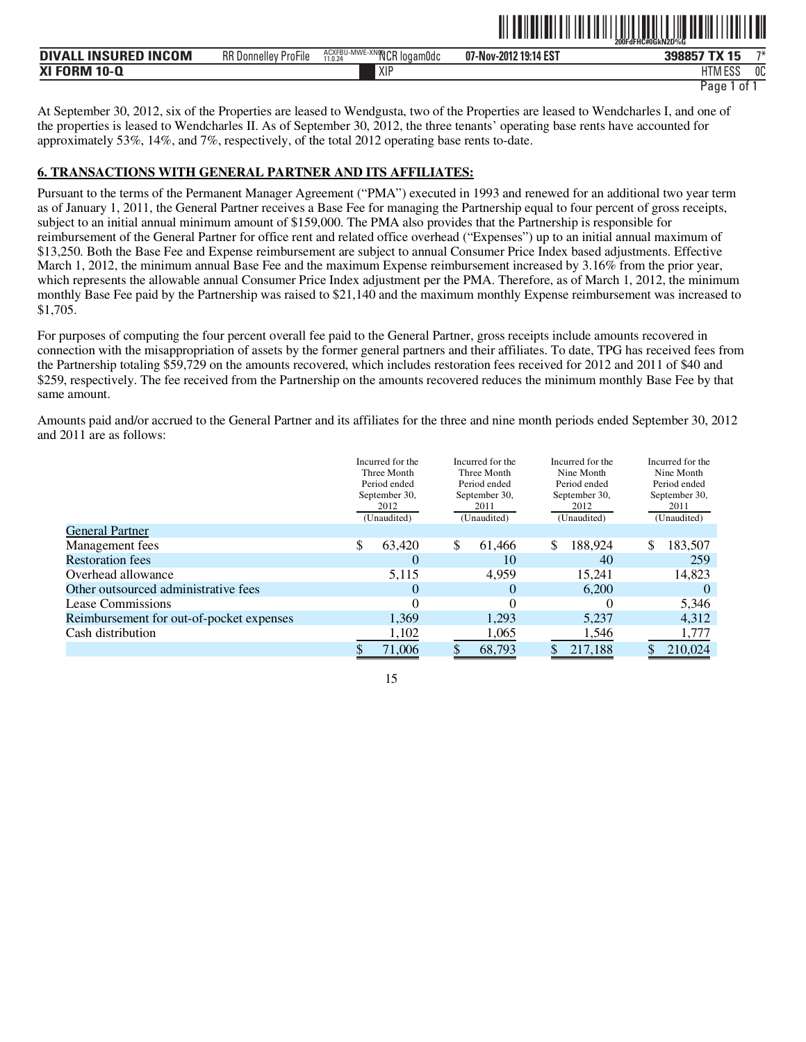At September 30, 2012, six of the Properties are leased to Wendgusta, two of the Properties are leased to Wendcharles I, and one of the properties is leased to Wendcharles II. As of September 30, 2012, the three tenants' operating base rents have accounted for approximately 53%, 14%, and 7%, respectively, of the total 2012 operating base rents to-date.

## 6. TRANSACTIONS WITH GENERAL PARTNER AND ITS AFFILIATES:

Pursuant to the terms of the Permanent Manager Agreement ("PMA") executed in 1993 and renewed for an additional two year term as of January 1, 2011, the General Partner receives a Base Fee for managing the Partnership equal to four percent of gross receipts, subject to an initial annual minimum amount of $159,000. The PMA also provides that the Partnership is responsible for reimbursement of the General Partner for office rent and related office overhead ("Expenses") up to an initial annual maximum of $13,250. Both the Base Fee and Expense reimbursement are subject to annual Consumer Price Index based adjustments. Effective March 1, 2012, the minimum annual Base Fee and the maximum Expense reimbursement increased by 3.16% from the prior year, which represents the allowable annual Consumer Price Index adjustment per the PMA. Therefore, as of March 1, 2012, the minimum monthly Base Fee paid by the Partnership was raised to $21,140 and the maximum monthly Expense reimbursement was increased to $1,705.

For purposes of computing the four percent overall fee paid to the General Partner, gross receipts include amounts recovered in connection with the misappropriation of assets by the former general partners and their affiliates. To date, TPG has received fees from the Partnership totaling $59,729 on the amounts recovered, which includes restoration fees received for 2012 and 2011 of $40 and $259, respectively. The fee received from the Partnership on the amounts recovered reduces the minimum monthly Base Fee by that same amount.

Amounts paid and/or accrued to the General Partner and its affiliates for the three and nine month periods ended September 30, 2012 and 2011 are as follows:

| | Incurred for the Three Month Period ended September 30, 2012 (Unaudited) | Incurred for the Three Month Period ended September 30, 2011 (Unaudited) | Incurred for the Nine Month Period ended September 30, 2012 (Unaudited) | Incurred for the Nine Month Period ended September 30, 2011 (Unaudited) |
|---|---|---|---|---|
| General Partner | | | | |
| Management fees | $ 63,420 | $ 61,466 | $ 188,924 | $ 183,507 |
| Restoration fees | 0 | 10 | 40 | 259 |
| Overhead allowance | 5,115 | 4,959 | 15,241 | 14,823 |
| Other outsourced administrative fees | 0 | 0 | 6,200 | 0 |
| Lease Commissions | 0 | 0 | 0 | 5,346 |
| Reimbursement for out-of-pocket expenses | 1,369 | 1,293 | 5,237 | 4,312 |
| Cash distribution | 1,102 | 1,065 | 1,546 | 1,777 |
| | $ 71,006 | $ 68,793 | $ 217,188 | $ 210,024 |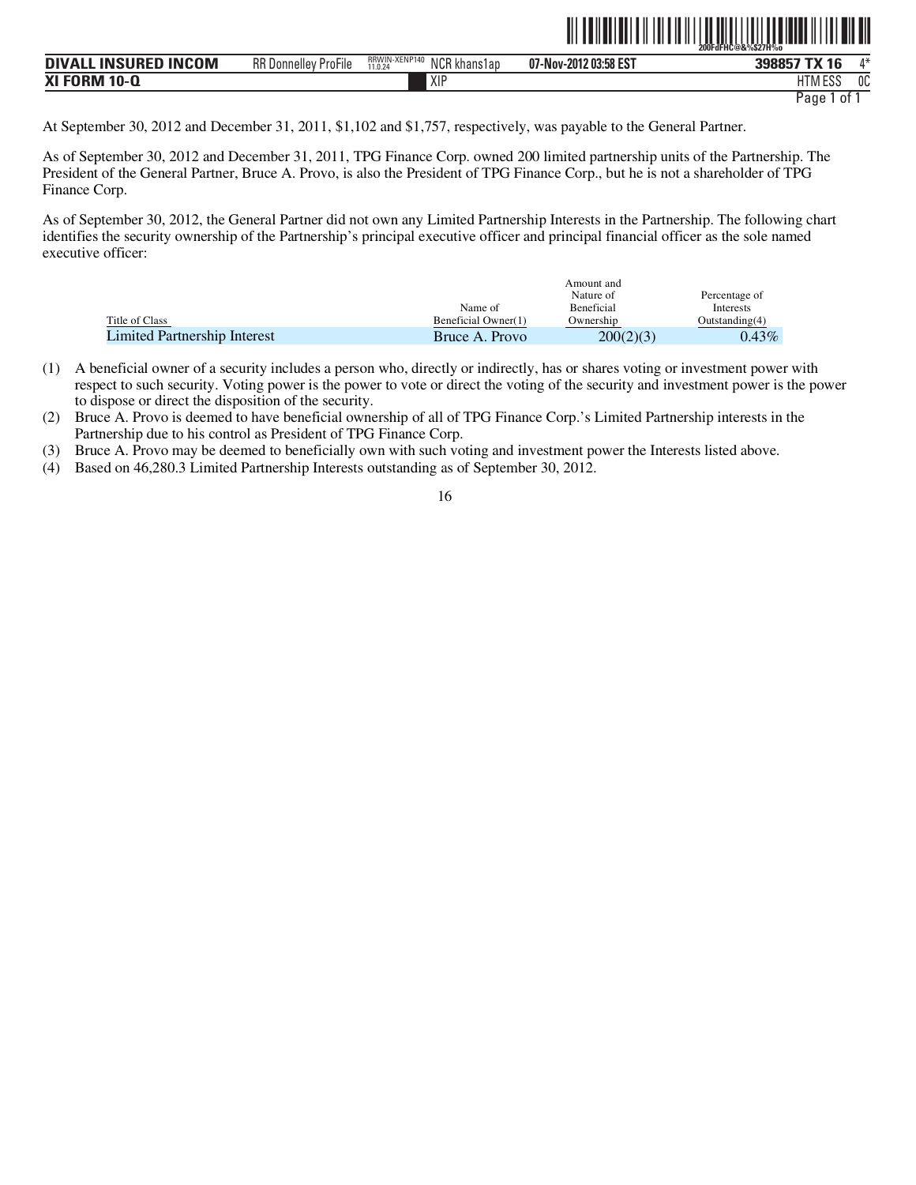At September 30, 2012 and December 31, 2011, $1,102 and $1,757, respectively, was payable to the General Partner.

As of September 30, 2012 and December 31, 2011, TPG Finance Corp. owned 200 limited partnership units of the Partnership. The President of the General Partner, Bruce A. Provo, is also the President of TPG Finance Corp., but he is not a shareholder of TPG Finance Corp.

As of September 30, 2012, the General Partner did not own any Limited Partnership Interests in the Partnership. The following chart identifies the security ownership of the Partnership's principal executive officer and principal financial officer as the sole named executive officer:

| Title of Class | Name of Beneficial Owner(1) | Amount and Nature of Beneficial Ownership | Percentage of Interests Outstanding(4) |
|---|---|---|---|
| Limited Partnership Interest | Bruce A. Provo | 200(2)(3) | 0.43% |

(1) A beneficial owner of a security includes a person who, directly or indirectly, has or shares voting or investment power with respect to such security. Voting power is the power to vote or direct the voting of the security and investment power is the power to dispose or direct the disposition of the security.

(2) Bruce A. Provo is deemed to have beneficial ownership of all of TPG Finance Corp.'s Limited Partnership interests in the Partnership due to his control as President of TPG Finance Corp.

(3) Bruce A. Provo may be deemed to beneficially own with such voting and investment power the Interests listed above.

(4) Based on 46,280.3 Limited Partnership Interests outstanding as of September 30, 2012.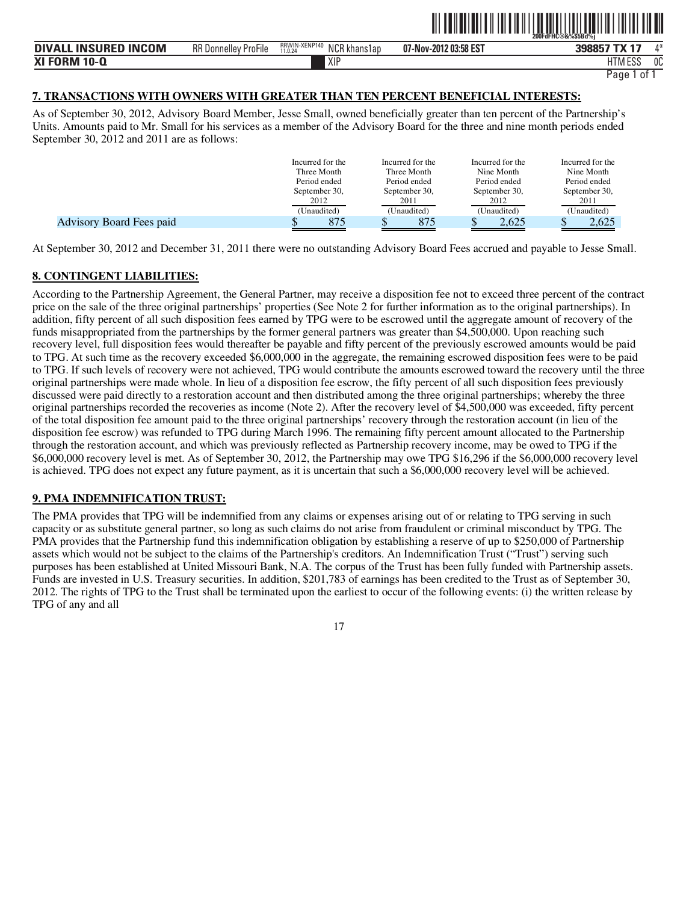**7. TRANSACTIONS WITH OWNERS WITH GREATER THAN TEN PERCENT BENEFICIAL INTERESTS:**

As of September 30, 2012, Advisory Board Member, Jesse Small, owned beneficially greater than ten percent of the Partnership's Units. Amounts paid to Mr. Small for his services as a member of the Advisory Board for the three and nine month periods ended September 30, 2012 and 2011 are as follows:

| | Incurred for the Three Month Period ended September 30, 2012 (Unaudited) | Incurred for the Three Month Period ended September 30, 2011 (Unaudited) | Incurred for the Nine Month Period ended September 30, 2012 (Unaudited) | Incurred for the Nine Month Period ended September 30, 2011 (Unaudited) |
|---|---|---|---|---|
| Advisory Board Fees paid | $ 875 | $ 875 | $ 2,625 | $ 2,625 |

At September 30, 2012 and December 31, 2011 there were no outstanding Advisory Board Fees accrued and payable to Jesse Small.

**8. CONTINGENT LIABILITIES:**

According to the Partnership Agreement, the General Partner, may receive a disposition fee not to exceed three percent of the contract price on the sale of the three original partnerships' properties (See Note 2 for further information as to the original partnerships). In addition, fifty percent of all such disposition fees earned by TPG were to be escrowed until the aggregate amount of recovery of the funds misappropriated from the partnerships by the former general partners was greater than $4,500,000. Upon reaching such recovery level, full disposition fees would thereafter be payable and fifty percent of the previously escrowed amounts would be paid to TPG. At such time as the recovery exceeded $6,000,000 in the aggregate, the remaining escrowed disposition fees were to be paid to TPG. If such levels of recovery were not achieved, TPG would contribute the amounts escrowed toward the recovery until the three original partnerships were made whole. In lieu of a disposition fee escrow, the fifty percent of all such disposition fees previously discussed were paid directly to a restoration account and then distributed among the three original partnerships; whereby the three original partnerships recorded the recoveries as income (Note 2). After the recovery level of $4,500,000 was exceeded, fifty percent of the total disposition fee amount paid to the three original partnerships' recovery through the restoration account (in lieu of the disposition fee escrow) was refunded to TPG during March 1996. The remaining fifty percent amount allocated to the Partnership through the restoration account, and which was previously reflected as Partnership recovery income, may be owed to TPG if the $6,000,000 recovery level is met. As of September 30, 2012, the Partnership may owe TPG $16,296 if the $6,000,000 recovery level is achieved. TPG does not expect any future payment, as it is uncertain that such a $6,000,000 recovery level will be achieved.

**9. PMA INDEMNIFICATION TRUST:**

The PMA provides that TPG will be indemnified from any claims or expenses arising out of or relating to TPG serving in such capacity or as substitute general partner, so long as such claims do not arise from fraudulent or criminal misconduct by TPG. The PMA provides that the Partnership fund this indemnification obligation by establishing a reserve of up to $250,000 of Partnership assets which would not be subject to the claims of the Partnership's creditors. An Indemnification Trust ("Trust") serving such purposes has been established at United Missouri Bank, N.A. The corpus of the Trust has been fully funded with Partnership assets. Funds are invested in U.S. Treasury securities. In addition, $201,783 of earnings has been credited to the Trust as of September 30, 2012. The rights of TPG to the Trust shall be terminated upon the earliest to occur of the following events: (i) the written release by TPG of any and all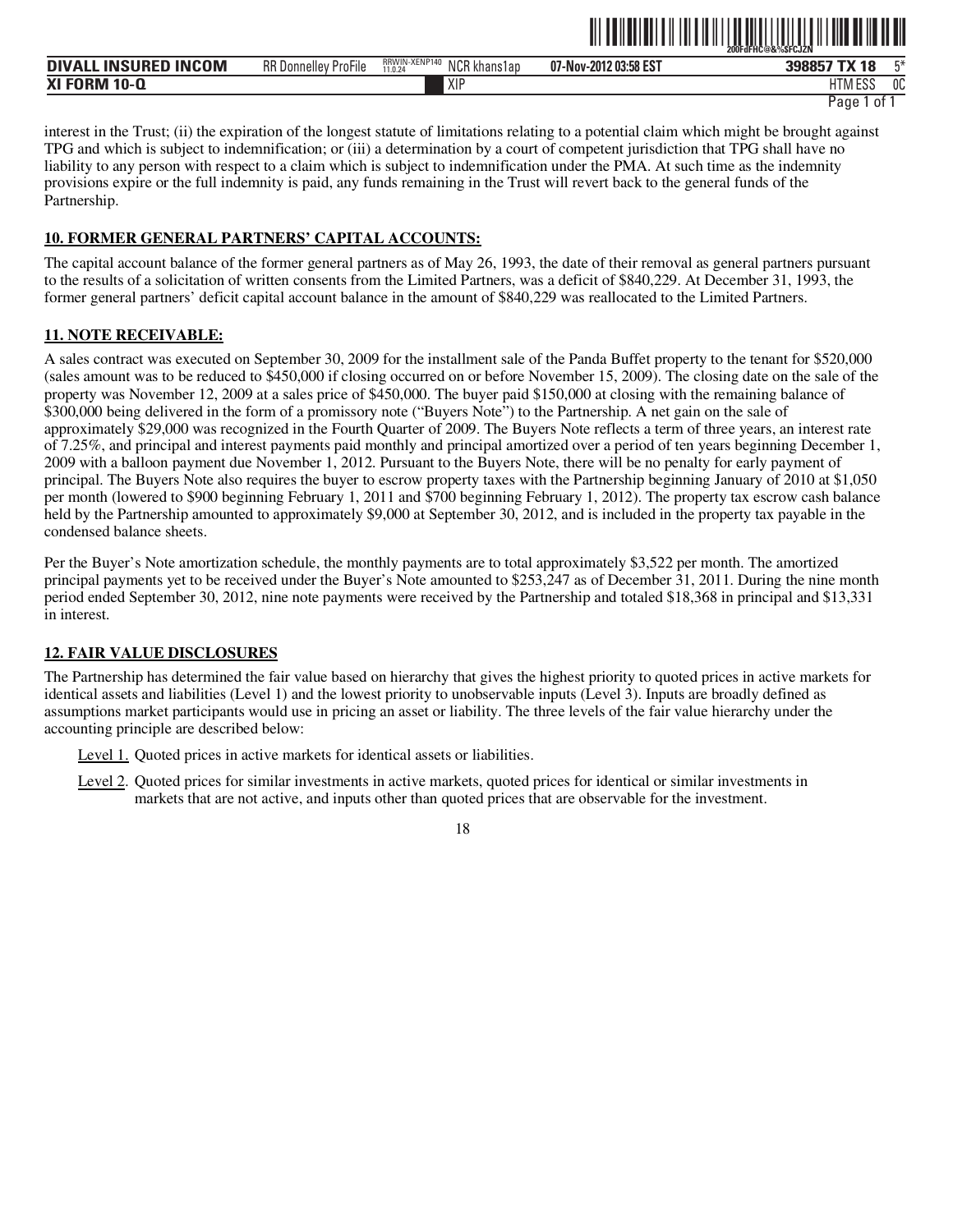interest in the Trust; (ii) the expiration of the longest statute of limitations relating to a potential claim which might be brought against TPG and which is subject to indemnification; or (iii) a determination by a court of competent jurisdiction that TPG shall have no liability to any person with respect to a claim which is subject to indemnification under the PMA. At such time as the indemnity provisions expire or the full indemnity is paid, any funds remaining in the Trust will revert back to the general funds of the Partnership.

**10. FORMER GENERAL PARTNERS' CAPITAL ACCOUNTS:**

The capital account balance of the former general partners as of May 26, 1993, the date of their removal as general partners pursuant to the results of a solicitation of written consents from the Limited Partners, was a deficit of $840,229. At December 31, 1993, the former general partners' deficit capital account balance in the amount of $840,229 was reallocated to the Limited Partners.

**11. NOTE RECEIVABLE:**

A sales contract was executed on September 30, 2009 for the installment sale of the Panda Buffet property to the tenant for $520,000 (sales amount was to be reduced to $450,000 if closing occurred on or before November 15, 2009). The closing date on the sale of the property was November 12, 2009 at a sales price of $450,000. The buyer paid $150,000 at closing with the remaining balance of $300,000 being delivered in the form of a promissory note ("Buyers Note") to the Partnership. A net gain on the sale of approximately $29,000 was recognized in the Fourth Quarter of 2009. The Buyers Note reflects a term of three years, an interest rate of 7.25%, and principal and interest payments paid monthly and principal amortized over a period of ten years beginning December 1, 2009 with a balloon payment due November 1, 2012. Pursuant to the Buyers Note, there will be no penalty for early payment of principal. The Buyers Note also requires the buyer to escrow property taxes with the Partnership beginning January of 2010 at $1,050 per month (lowered to $900 beginning February 1, 2011 and $700 beginning February 1, 2012). The property tax escrow cash balance held by the Partnership amounted to approximately $9,000 at September 30, 2012, and is included in the property tax payable in the condensed balance sheets.

Per the Buyer's Note amortization schedule, the monthly payments are to total approximately $3,522 per month. The amortized principal payments yet to be received under the Buyer's Note amounted to $253,247 as of December 31, 2011. During the nine month period ended September 30, 2012, nine note payments were received by the Partnership and totaled $18,368 in principal and $13,331 in interest.

**12. FAIR VALUE DISCLOSURES**

The Partnership has determined the fair value based on hierarchy that gives the highest priority to quoted prices in active markets for identical assets and liabilities (Level 1) and the lowest priority to unobservable inputs (Level 3). Inputs are broadly defined as assumptions market participants would use in pricing an asset or liability. The three levels of the fair value hierarchy under the accounting principle are described below:

Level 1. Quoted prices in active markets for identical assets or liabilities.

Level 2. Quoted prices for similar investments in active markets, quoted prices for identical or similar investments in markets that are not active, and inputs other than quoted prices that are observable for the investment.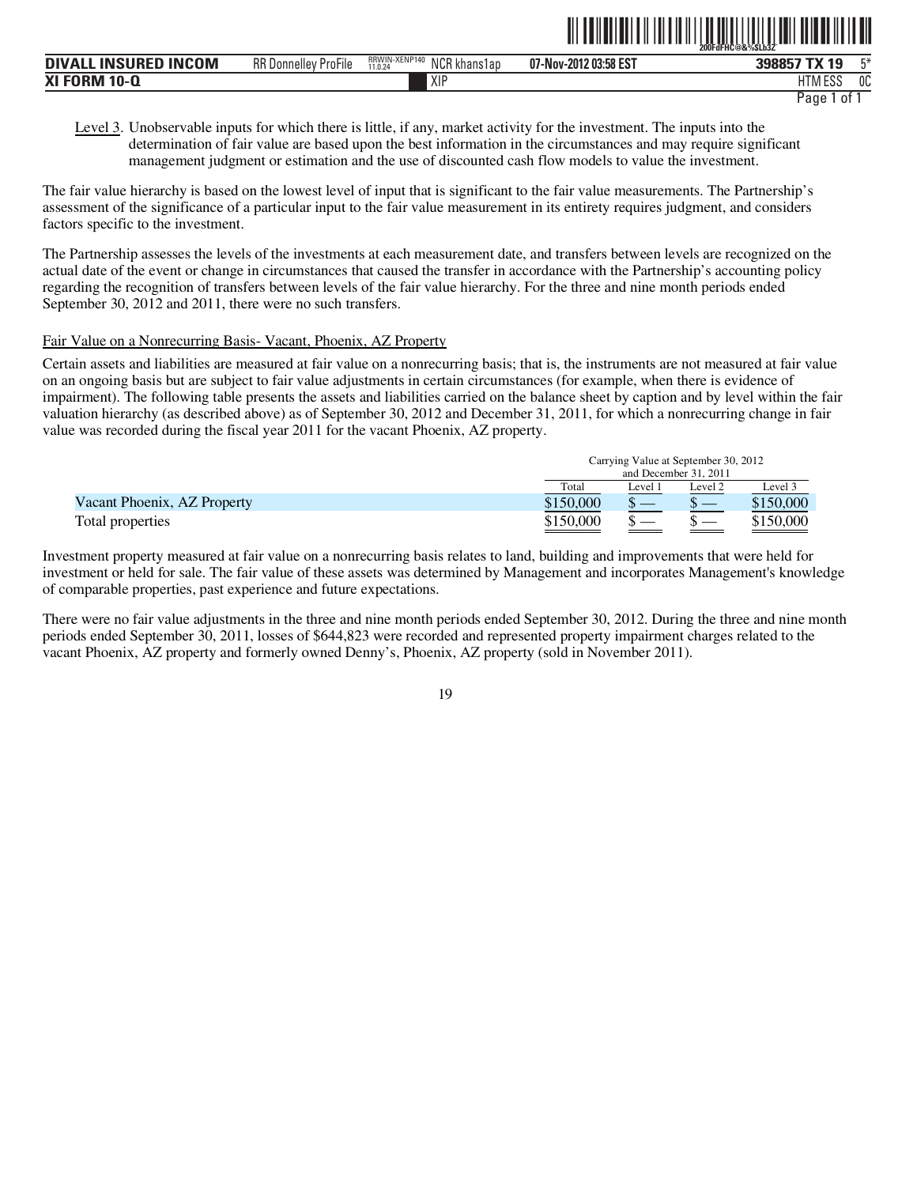Level 3. Unobservable inputs for which there is little, if any, market activity for the investment. The inputs into the determination of fair value are based upon the best information in the circumstances and may require significant management judgment or estimation and the use of discounted cash flow models to value the investment.

The fair value hierarchy is based on the lowest level of input that is significant to the fair value measurements. The Partnership's assessment of the significance of a particular input to the fair value measurement in its entirety requires judgment, and considers factors specific to the investment.

The Partnership assesses the levels of the investments at each measurement date, and transfers between levels are recognized on the actual date of the event or change in circumstances that caused the transfer in accordance with the Partnership's accounting policy regarding the recognition of transfers between levels of the fair value hierarchy. For the three and nine month periods ended September 30, 2012 and 2011, there were no such transfers.

Fair Value on a Nonrecurring Basis- Vacant, Phoenix, AZ Property

Certain assets and liabilities are measured at fair value on a nonrecurring basis; that is, the instruments are not measured at fair value on an ongoing basis but are subject to fair value adjustments in certain circumstances (for example, when there is evidence of impairment). The following table presents the assets and liabilities carried on the balance sheet by caption and by level within the fair valuation hierarchy (as described above) as of September 30, 2012 and December 31, 2011, for which a nonrecurring change in fair value was recorded during the fiscal year 2011 for the vacant Phoenix, AZ property.

| | Carrying Value at September 30, 2012 and December 31, 2011 | | | |
|---|---|---|---|---|
| | Total | Level 1 | Level 2 | Level 3 |
| Vacant Phoenix, AZ Property | $150,000 | $ — | $ — | $150,000 |
| Total properties | $150,000 | $ — | $ — | $150,000 |

Investment property measured at fair value on a nonrecurring basis relates to land, building and improvements that were held for investment or held for sale. The fair value of these assets was determined by Management and incorporates Management's knowledge of comparable properties, past experience and future expectations.

There were no fair value adjustments in the three and nine month periods ended September 30, 2012. During the three and nine month periods ended September 30, 2011, losses of $644,823 were recorded and represented property impairment charges related to the vacant Phoenix, AZ property and formerly owned Denny's, Phoenix, AZ property (sold in November 2011).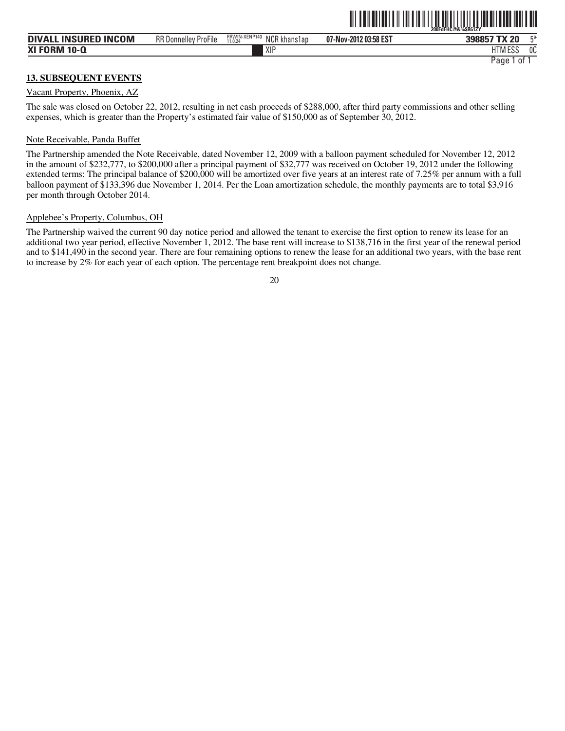**13. SUBSEQUENT EVENTS**

Vacant Property, Phoenix, AZ

The sale was closed on October 22, 2012, resulting in net cash proceeds of $288,000, after third party commissions and other selling expenses, which is greater than the Property's estimated fair value of $150,000 as of September 30, 2012.

Note Receivable, Panda Buffet

The Partnership amended the Note Receivable, dated November 12, 2009 with a balloon payment scheduled for November 12, 2012 in the amount of $232,777, to $200,000 after a principal payment of $32,777 was received on October 19, 2012 under the following extended terms: The principal balance of $200,000 will be amortized over five years at an interest rate of 7.25% per annum with a full balloon payment of $133,396 due November 1, 2014. Per the Loan amortization schedule, the monthly payments are to total $3,916 per month through October 2014.

Applebee's Property, Columbus, OH

The Partnership waived the current 90 day notice period and allowed the tenant to exercise the first option to renew its lease for an additional two year period, effective November 1, 2012. The base rent will increase to $138,716 in the first year of the renewal period and to $141,490 in the second year. There are four remaining options to renew the lease for an additional two years, with the base rent to increase by 2% for each year of each option. The percentage rent breakpoint does not change.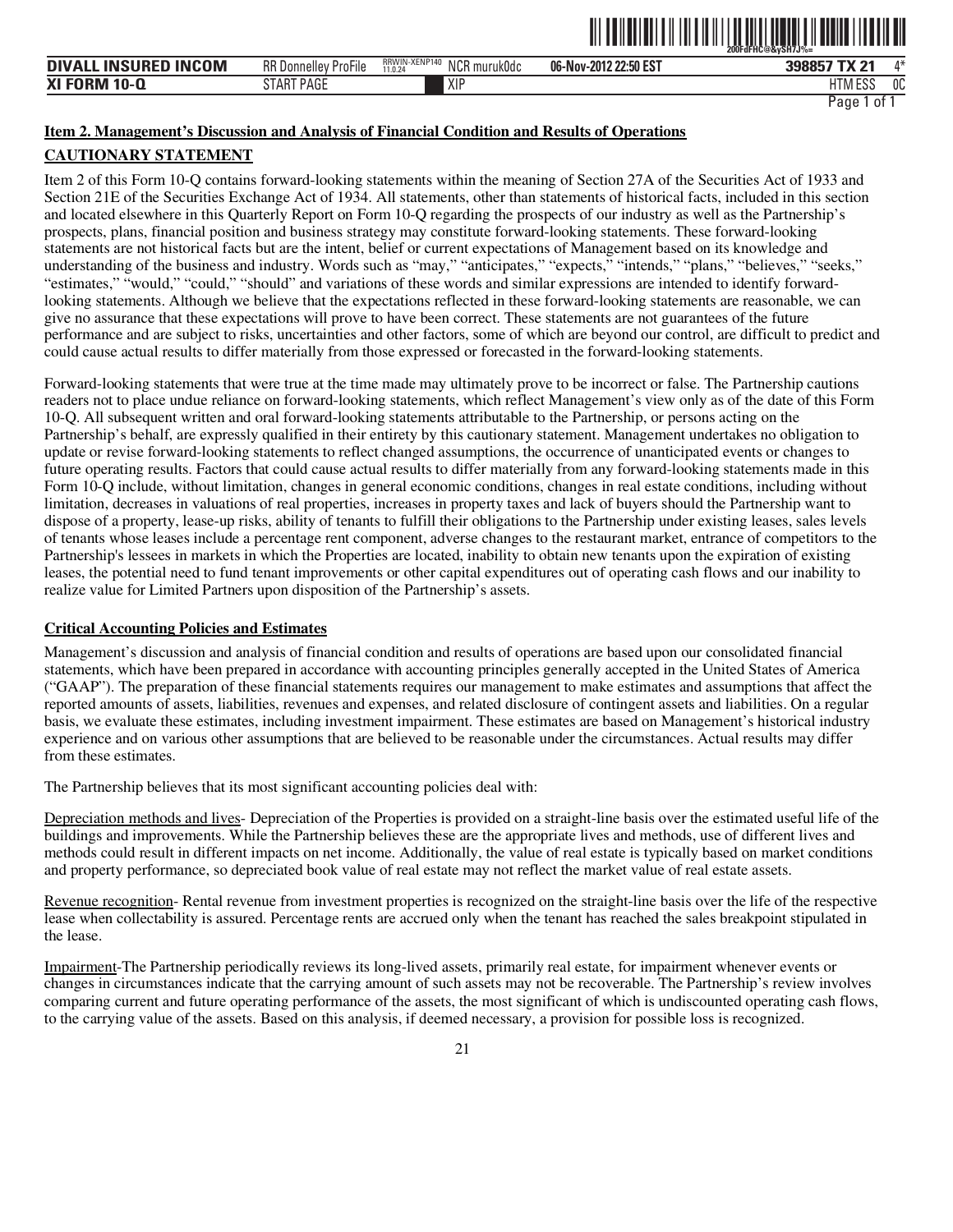## Item 2. Management's Discussion and Analysis of Financial Condition and Results of Operations

### CAUTIONARY STATEMENT

Item 2 of this Form 10-Q contains forward-looking statements within the meaning of Section 27A of the Securities Act of 1933 and Section 21E of the Securities Exchange Act of 1934. All statements, other than statements of historical facts, included in this section and located elsewhere in this Quarterly Report on Form 10-Q regarding the prospects of our industry as well as the Partnership's prospects, plans, financial position and business strategy may constitute forward-looking statements. These forward-looking statements are not historical facts but are the intent, belief or current expectations of Management based on its knowledge and understanding of the business and industry. Words such as "may," "anticipates," "expects," "intends," "plans," "believes," "seeks," "estimates," "would," "could," "should" and variations of these words and similar expressions are intended to identify forward-looking statements. Although we believe that the expectations reflected in these forward-looking statements are reasonable, we can give no assurance that these expectations will prove to have been correct. These statements are not guarantees of the future performance and are subject to risks, uncertainties and other factors, some of which are beyond our control, are difficult to predict and could cause actual results to differ materially from those expressed or forecasted in the forward-looking statements.

Forward-looking statements that were true at the time made may ultimately prove to be incorrect or false. The Partnership cautions readers not to place undue reliance on forward-looking statements, which reflect Management's view only as of the date of this Form 10-Q. All subsequent written and oral forward-looking statements attributable to the Partnership, or persons acting on the Partnership's behalf, are expressly qualified in their entirety by this cautionary statement. Management undertakes no obligation to update or revise forward-looking statements to reflect changed assumptions, the occurrence of unanticipated events or changes to future operating results. Factors that could cause actual results to differ materially from any forward-looking statements made in this Form 10-Q include, without limitation, changes in general economic conditions, changes in real estate conditions, including without limitation, decreases in valuations of real properties, increases in property taxes and lack of buyers should the Partnership want to dispose of a property, lease-up risks, ability of tenants to fulfill their obligations to the Partnership under existing leases, sales levels of tenants whose leases include a percentage rent component, adverse changes to the restaurant market, entrance of competitors to the Partnership's lessees in markets in which the Properties are located, inability to obtain new tenants upon the expiration of existing leases, the potential need to fund tenant improvements or other capital expenditures out of operating cash flows and our inability to realize value for Limited Partners upon disposition of the Partnership's assets.

### Critical Accounting Policies and Estimates

Management's discussion and analysis of financial condition and results of operations are based upon our consolidated financial statements, which have been prepared in accordance with accounting principles generally accepted in the United States of America ("GAAP"). The preparation of these financial statements requires our management to make estimates and assumptions that affect the reported amounts of assets, liabilities, revenues and expenses, and related disclosure of contingent assets and liabilities. On a regular basis, we evaluate these estimates, including investment impairment. These estimates are based on Management's historical industry experience and on various other assumptions that are believed to be reasonable under the circumstances. Actual results may differ from these estimates.

The Partnership believes that its most significant accounting policies deal with:

Depreciation methods and lives- Depreciation of the Properties is provided on a straight-line basis over the estimated useful life of the buildings and improvements. While the Partnership believes these are the appropriate lives and methods, use of different lives and methods could result in different impacts on net income. Additionally, the value of real estate is typically based on market conditions and property performance, so depreciated book value of real estate may not reflect the market value of real estate assets.

Revenue recognition- Rental revenue from investment properties is recognized on the straight-line basis over the life of the respective lease when collectability is assured. Percentage rents are accrued only when the tenant has reached the sales breakpoint stipulated in the lease.

Impairment-The Partnership periodically reviews its long-lived assets, primarily real estate, for impairment whenever events or changes in circumstances indicate that the carrying amount of such assets may not be recoverable. The Partnership's review involves comparing current and future operating performance of the assets, the most significant of which is undiscounted operating cash flows, to the carrying value of the assets. Based on this analysis, if deemed necessary, a provision for possible loss is recognized.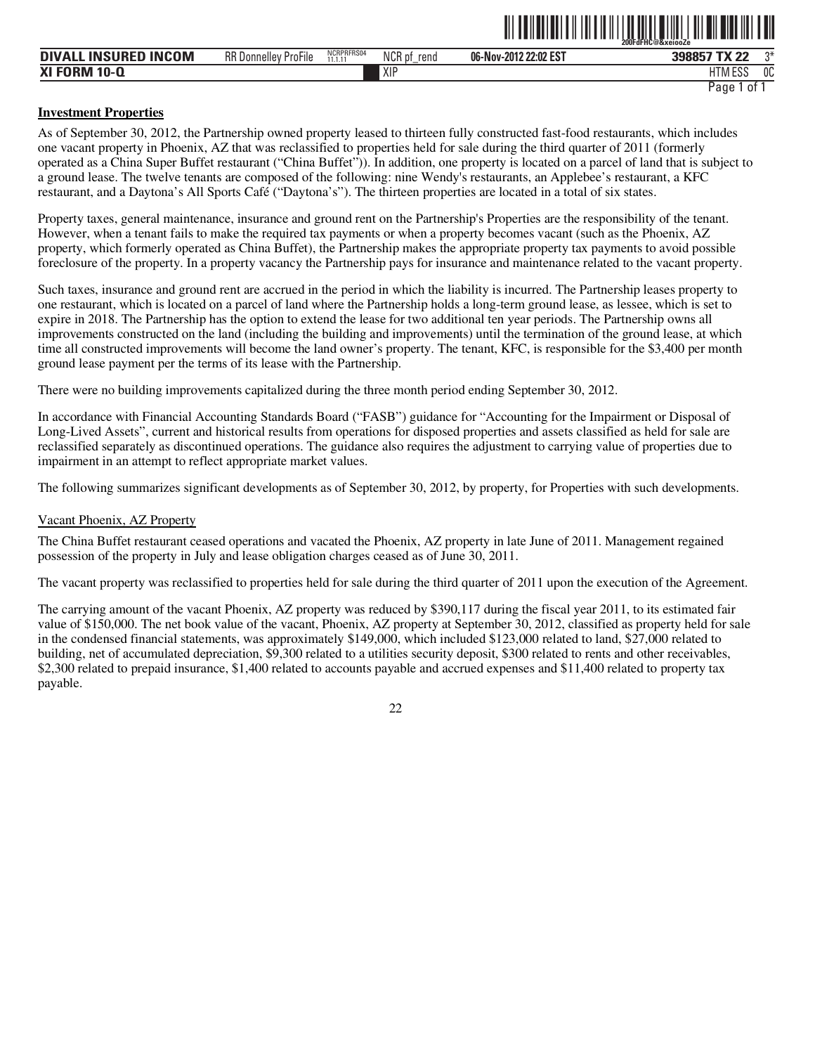**Investment Properties**

As of September 30, 2012, the Partnership owned property leased to thirteen fully constructed fast-food restaurants, which includes one vacant property in Phoenix, AZ that was reclassified to properties held for sale during the third quarter of 2011 (formerly operated as a China Super Buffet restaurant ("China Buffet")). In addition, one property is located on a parcel of land that is subject to a ground lease. The twelve tenants are composed of the following: nine Wendy's restaurants, an Applebee's restaurant, a KFC restaurant, and a Daytona's All Sports Café ("Daytona's"). The thirteen properties are located in a total of six states.

Property taxes, general maintenance, insurance and ground rent on the Partnership's Properties are the responsibility of the tenant. However, when a tenant fails to make the required tax payments or when a property becomes vacant (such as the Phoenix, AZ property, which formerly operated as China Buffet), the Partnership makes the appropriate property tax payments to avoid possible foreclosure of the property. In a property vacancy the Partnership pays for insurance and maintenance related to the vacant property.

Such taxes, insurance and ground rent are accrued in the period in which the liability is incurred. The Partnership leases property to one restaurant, which is located on a parcel of land where the Partnership holds a long-term ground lease, as lessee, which is set to expire in 2018. The Partnership has the option to extend the lease for two additional ten year periods. The Partnership owns all improvements constructed on the land (including the building and improvements) until the termination of the ground lease, at which time all constructed improvements will become the land owner's property. The tenant, KFC, is responsible for the $3,400 per month ground lease payment per the terms of its lease with the Partnership.

There were no building improvements capitalized during the three month period ending September 30, 2012.

In accordance with Financial Accounting Standards Board ("FASB") guidance for "Accounting for the Impairment or Disposal of Long-Lived Assets", current and historical results from operations for disposed properties and assets classified as held for sale are reclassified separately as discontinued operations. The guidance also requires the adjustment to carrying value of properties due to impairment in an attempt to reflect appropriate market values.

The following summarizes significant developments as of September 30, 2012, by property, for Properties with such developments.

Vacant Phoenix, AZ Property

The China Buffet restaurant ceased operations and vacated the Phoenix, AZ property in late June of 2011. Management regained possession of the property in July and lease obligation charges ceased as of June 30, 2011.

The vacant property was reclassified to properties held for sale during the third quarter of 2011 upon the execution of the Agreement.

The carrying amount of the vacant Phoenix, AZ property was reduced by $390,117 during the fiscal year 2011, to its estimated fair value of $150,000. The net book value of the vacant, Phoenix, AZ property at September 30, 2012, classified as property held for sale in the condensed financial statements, was approximately $149,000, which included $123,000 related to land, $27,000 related to building, net of accumulated depreciation, $9,300 related to a utilities security deposit, $300 related to rents and other receivables, $2,300 related to prepaid insurance, $1,400 related to accounts payable and accrued expenses and $11,400 related to property tax payable.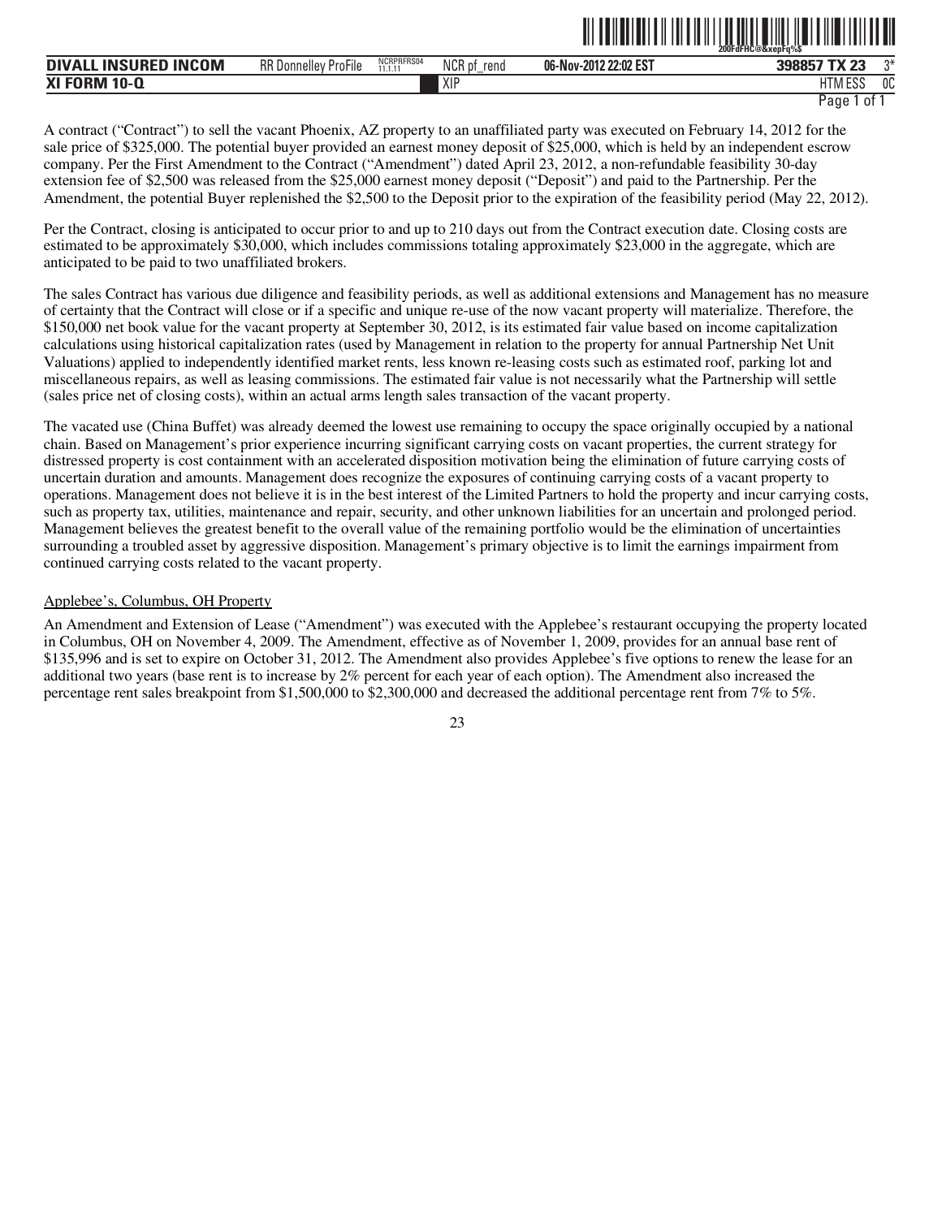A contract ("Contract") to sell the vacant Phoenix, AZ property to an unaffiliated party was executed on February 14, 2012 for the sale price of $325,000. The potential buyer provided an earnest money deposit of $25,000, which is held by an independent escrow company. Per the First Amendment to the Contract ("Amendment") dated April 23, 2012, a non-refundable feasibility 30-day extension fee of $2,500 was released from the $25,000 earnest money deposit ("Deposit") and paid to the Partnership. Per the Amendment, the potential Buyer replenished the $2,500 to the Deposit prior to the expiration of the feasibility period (May 22, 2012).

Per the Contract, closing is anticipated to occur prior to and up to 210 days out from the Contract execution date. Closing costs are estimated to be approximately $30,000, which includes commissions totaling approximately $23,000 in the aggregate, which are anticipated to be paid to two unaffiliated brokers.

The sales Contract has various due diligence and feasibility periods, as well as additional extensions and Management has no measure of certainty that the Contract will close or if a specific and unique re-use of the now vacant property will materialize. Therefore, the $150,000 net book value for the vacant property at September 30, 2012, is its estimated fair value based on income capitalization calculations using historical capitalization rates (used by Management in relation to the property for annual Partnership Net Unit Valuations) applied to independently identified market rents, less known re-leasing costs such as estimated roof, parking lot and miscellaneous repairs, as well as leasing commissions. The estimated fair value is not necessarily what the Partnership will settle (sales price net of closing costs), within an actual arms length sales transaction of the vacant property.

The vacated use (China Buffet) was already deemed the lowest use remaining to occupy the space originally occupied by a national chain. Based on Management's prior experience incurring significant carrying costs on vacant properties, the current strategy for distressed property is cost containment with an accelerated disposition motivation being the elimination of future carrying costs of uncertain duration and amounts. Management does recognize the exposures of continuing carrying costs of a vacant property to operations. Management does not believe it is in the best interest of the Limited Partners to hold the property and incur carrying costs, such as property tax, utilities, maintenance and repair, security, and other unknown liabilities for an uncertain and prolonged period. Management believes the greatest benefit to the overall value of the remaining portfolio would be the elimination of uncertainties surrounding a troubled asset by aggressive disposition. Management's primary objective is to limit the earnings impairment from continued carrying costs related to the vacant property.

Applebee's, Columbus, OH Property

An Amendment and Extension of Lease ("Amendment") was executed with the Applebee's restaurant occupying the property located in Columbus, OH on November 4, 2009. The Amendment, effective as of November 1, 2009, provides for an annual base rent of $135,996 and is set to expire on October 31, 2012. The Amendment also provides Applebee's five options to renew the lease for an additional two years (base rent is to increase by 2% percent for each year of each option). The Amendment also increased the percentage rent sales breakpoint from $1,500,000 to $2,300,000 and decreased the additional percentage rent from 7% to 5%.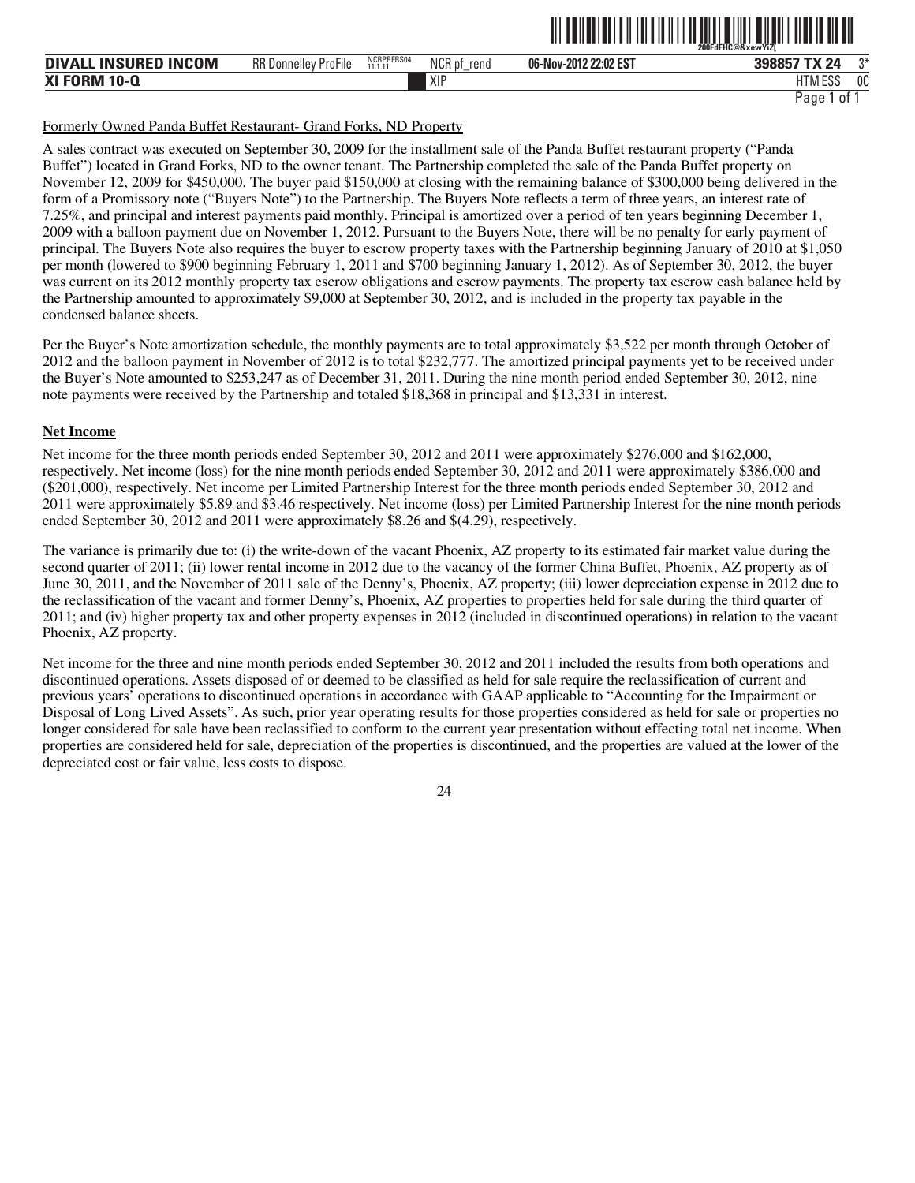Formerly Owned Panda Buffet Restaurant- Grand Forks, ND Property

A sales contract was executed on September 30, 2009 for the installment sale of the Panda Buffet restaurant property ("Panda Buffet") located in Grand Forks, ND to the owner tenant. The Partnership completed the sale of the Panda Buffet property on November 12, 2009 for $450,000. The buyer paid $150,000 at closing with the remaining balance of $300,000 being delivered in the form of a Promissory note ("Buyers Note") to the Partnership. The Buyers Note reflects a term of three years, an interest rate of 7.25%, and principal and interest payments paid monthly. Principal is amortized over a period of ten years beginning December 1, 2009 with a balloon payment due on November 1, 2012. Pursuant to the Buyers Note, there will be no penalty for early payment of principal. The Buyers Note also requires the buyer to escrow property taxes with the Partnership beginning January of 2010 at $1,050 per month (lowered to $900 beginning February 1, 2011 and $700 beginning January 1, 2012). As of September 30, 2012, the buyer was current on its 2012 monthly property tax escrow obligations and escrow payments. The property tax escrow cash balance held by the Partnership amounted to approximately $9,000 at September 30, 2012, and is included in the property tax payable in the condensed balance sheets.

Per the Buyer's Note amortization schedule, the monthly payments are to total approximately $3,522 per month through October of 2012 and the balloon payment in November of 2012 is to total $232,777. The amortized principal payments yet to be received under the Buyer's Note amounted to $253,247 as of December 31, 2011. During the nine month period ended September 30, 2012, nine note payments were received by the Partnership and totaled $18,368 in principal and $13,331 in interest.

**Net Income**

Net income for the three month periods ended September 30, 2012 and 2011 were approximately $276,000 and $162,000, respectively. Net income (loss) for the nine month periods ended September 30, 2012 and 2011 were approximately $386,000 and ($201,000), respectively. Net income per Limited Partnership Interest for the three month periods ended September 30, 2012 and 2011 were approximately $5.89 and $3.46 respectively. Net income (loss) per Limited Partnership Interest for the nine month periods ended September 30, 2012 and 2011 were approximately $8.26 and $(4.29), respectively.

The variance is primarily due to: (i) the write-down of the vacant Phoenix, AZ property to its estimated fair market value during the second quarter of 2011; (ii) lower rental income in 2012 due to the vacancy of the former China Buffet, Phoenix, AZ property as of June 30, 2011, and the November of 2011 sale of the Denny's, Phoenix, AZ property; (iii) lower depreciation expense in 2012 due to the reclassification of the vacant and former Denny's, Phoenix, AZ properties to properties held for sale during the third quarter of 2011; and (iv) higher property tax and other property expenses in 2012 (included in discontinued operations) in relation to the vacant Phoenix, AZ property.

Net income for the three and nine month periods ended September 30, 2012 and 2011 included the results from both operations and discontinued operations. Assets disposed of or deemed to be classified as held for sale require the reclassification of current and previous years' operations to discontinued operations in accordance with GAAP applicable to "Accounting for the Impairment or Disposal of Long Lived Assets". As such, prior year operating results for those properties considered as held for sale or properties no longer considered for sale have been reclassified to conform to the current year presentation without effecting total net income. When properties are considered held for sale, depreciation of the properties is discontinued, and the properties are valued at the lower of the depreciated cost or fair value, less costs to dispose.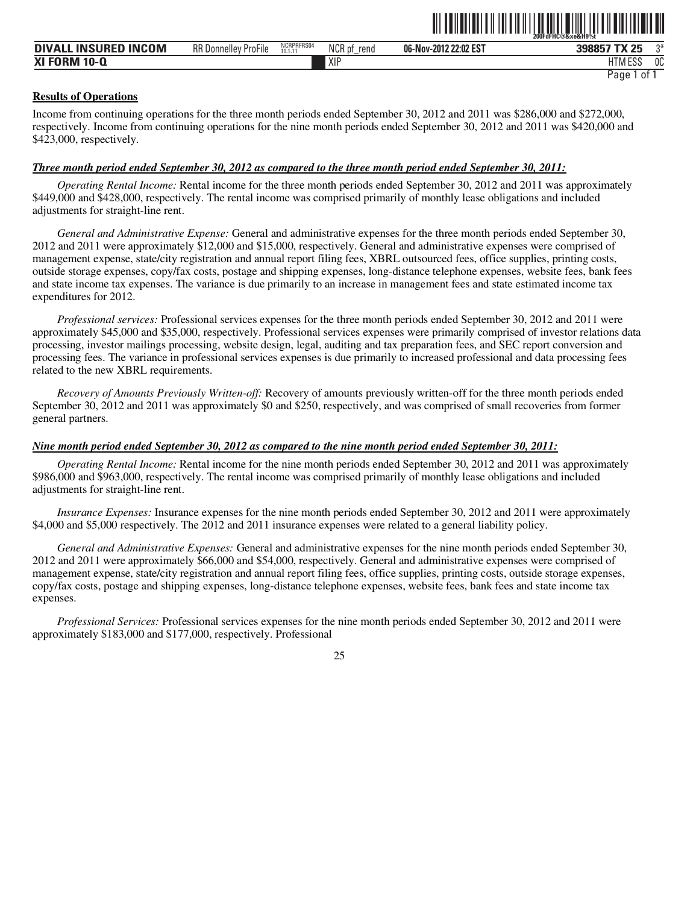**Results of Operations**

Income from continuing operations for the three month periods ended September 30, 2012 and 2011 was $286,000 and $272,000, respectively. Income from continuing operations for the nine month periods ended September 30, 2012 and 2011 was $420,000 and $423,000, respectively.

***Three month period ended September 30, 2012 as compared to the three month period ended September 30, 2011:***

*Operating Rental Income:* Rental income for the three month periods ended September 30, 2012 and 2011 was approximately $449,000 and $428,000, respectively. The rental income was comprised primarily of monthly lease obligations and included adjustments for straight-line rent.

*General and Administrative Expense:* General and administrative expenses for the three month periods ended September 30, 2012 and 2011 were approximately $12,000 and $15,000, respectively. General and administrative expenses were comprised of management expense, state/city registration and annual report filing fees, XBRL outsourced fees, office supplies, printing costs, outside storage expenses, copy/fax costs, postage and shipping expenses, long-distance telephone expenses, website fees, bank fees and state income tax expenses. The variance is due primarily to an increase in management fees and state estimated income tax expenditures for 2012.

*Professional services:* Professional services expenses for the three month periods ended September 30, 2012 and 2011 were approximately $45,000 and $35,000, respectively. Professional services expenses were primarily comprised of investor relations data processing, investor mailings processing, website design, legal, auditing and tax preparation fees, and SEC report conversion and processing fees. The variance in professional services expenses is due primarily to increased professional and data processing fees related to the new XBRL requirements.

*Recovery of Amounts Previously Written-off:* Recovery of amounts previously written-off for the three month periods ended September 30, 2012 and 2011 was approximately $0 and $250, respectively, and was comprised of small recoveries from former general partners.

***Nine month period ended September 30, 2012 as compared to the nine month period ended September 30, 2011:***

*Operating Rental Income:* Rental income for the nine month periods ended September 30, 2012 and 2011 was approximately $986,000 and $963,000, respectively. The rental income was comprised primarily of monthly lease obligations and included adjustments for straight-line rent.

*Insurance Expenses:* Insurance expenses for the nine month periods ended September 30, 2012 and 2011 were approximately $4,000 and $5,000 respectively. The 2012 and 2011 insurance expenses were related to a general liability policy.

*General and Administrative Expenses:* General and administrative expenses for the nine month periods ended September 30, 2012 and 2011 were approximately $66,000 and $54,000, respectively. General and administrative expenses were comprised of management expense, state/city registration and annual report filing fees, office supplies, printing costs, outside storage expenses, copy/fax costs, postage and shipping expenses, long-distance telephone expenses, website fees, bank fees and state income tax expenses.

*Professional Services:* Professional services expenses for the nine month periods ended September 30, 2012 and 2011 were approximately $183,000 and $177,000, respectively. Professional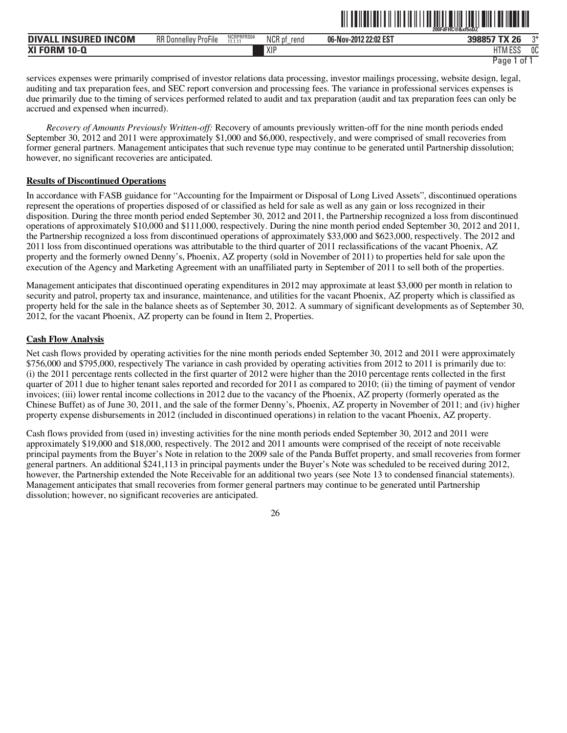services expenses were primarily comprised of investor relations data processing, investor mailings processing, website design, legal, auditing and tax preparation fees, and SEC report conversion and processing fees. The variance in professional services expenses is due primarily due to the timing of services performed related to audit and tax preparation (audit and tax preparation fees can only be accrued and expensed when incurred).

*Recovery of Amounts Previously Written-off:* Recovery of amounts previously written-off for the nine month periods ended September 30, 2012 and 2011 were approximately $1,000 and $6,000, respectively, and were comprised of small recoveries from former general partners. Management anticipates that such revenue type may continue to be generated until Partnership dissolution; however, no significant recoveries are anticipated.

**Results of Discontinued Operations**

In accordance with FASB guidance for "Accounting for the Impairment or Disposal of Long Lived Assets", discontinued operations represent the operations of properties disposed of or classified as held for sale as well as any gain or loss recognized in their disposition. During the three month period ended September 30, 2012 and 2011, the Partnership recognized a loss from discontinued operations of approximately $10,000 and $111,000, respectively. During the nine month period ended September 30, 2012 and 2011, the Partnership recognized a loss from discontinued operations of approximately $33,000 and $623,000, respectively. The 2012 and 2011 loss from discontinued operations was attributable to the third quarter of 2011 reclassifications of the vacant Phoenix, AZ property and the formerly owned Denny's, Phoenix, AZ property (sold in November of 2011) to properties held for sale upon the execution of the Agency and Marketing Agreement with an unaffiliated party in September of 2011 to sell both of the properties.

Management anticipates that discontinued operating expenditures in 2012 may approximate at least $3,000 per month in relation to security and patrol, property tax and insurance, maintenance, and utilities for the vacant Phoenix, AZ property which is classified as property held for the sale in the balance sheets as of September 30, 2012. A summary of significant developments as of September 30, 2012, for the vacant Phoenix, AZ property can be found in Item 2, Properties.

**Cash Flow Analysis**

Net cash flows provided by operating activities for the nine month periods ended September 30, 2012 and 2011 were approximately $756,000 and $795,000, respectively The variance in cash provided by operating activities from 2012 to 2011 is primarily due to: (i) the 2011 percentage rents collected in the first quarter of 2012 were higher than the 2010 percentage rents collected in the first quarter of 2011 due to higher tenant sales reported and recorded for 2011 as compared to 2010; (ii) the timing of payment of vendor invoices; (iii) lower rental income collections in 2012 due to the vacancy of the Phoenix, AZ property (formerly operated as the Chinese Buffet) as of June 30, 2011, and the sale of the former Denny's, Phoenix, AZ property in November of 2011; and (iv) higher property expense disbursements in 2012 (included in discontinued operations) in relation to the vacant Phoenix, AZ property.

Cash flows provided from (used in) investing activities for the nine month periods ended September 30, 2012 and 2011 were approximately $19,000 and $18,000, respectively. The 2012 and 2011 amounts were comprised of the receipt of note receivable principal payments from the Buyer's Note in relation to the 2009 sale of the Panda Buffet property, and small recoveries from former general partners. An additional $241,113 in principal payments under the Buyer's Note was scheduled to be received during 2012, however, the Partnership extended the Note Receivable for an additional two years (see Note 13 to condensed financial statements). Management anticipates that small recoveries from former general partners may continue to be generated until Partnership dissolution; however, no significant recoveries are anticipated.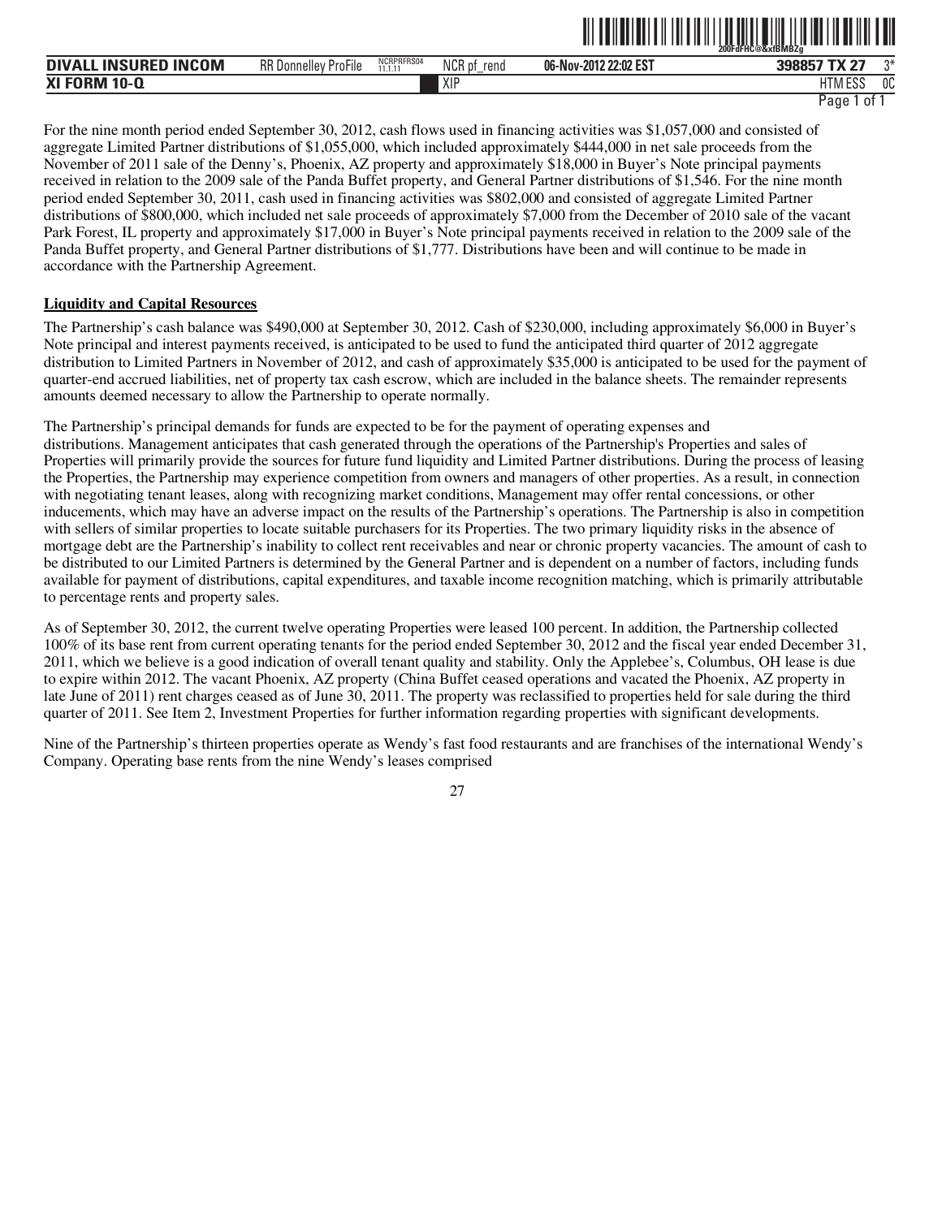For the nine month period ended September 30, 2012, cash flows used in financing activities was $1,057,000 and consisted of aggregate Limited Partner distributions of $1,055,000, which included approximately $444,000 in net sale proceeds from the November of 2011 sale of the Denny's, Phoenix, AZ property and approximately $18,000 in Buyer's Note principal payments received in relation to the 2009 sale of the Panda Buffet property, and General Partner distributions of $1,546. For the nine month period ended September 30, 2011, cash used in financing activities was $802,000 and consisted of aggregate Limited Partner distributions of $800,000, which included net sale proceeds of approximately $7,000 from the December of 2010 sale of the vacant Park Forest, IL property and approximately $17,000 in Buyer's Note principal payments received in relation to the 2009 sale of the Panda Buffet property, and General Partner distributions of $1,777. Distributions have been and will continue to be made in accordance with the Partnership Agreement.

**Liquidity and Capital Resources**

The Partnership's cash balance was $490,000 at September 30, 2012. Cash of $230,000, including approximately $6,000 in Buyer's Note principal and interest payments received, is anticipated to be used to fund the anticipated third quarter of 2012 aggregate distribution to Limited Partners in November of 2012, and cash of approximately $35,000 is anticipated to be used for the payment of quarter-end accrued liabilities, net of property tax cash escrow, which are included in the balance sheets. The remainder represents amounts deemed necessary to allow the Partnership to operate normally.

The Partnership's principal demands for funds are expected to be for the payment of operating expenses and distributions. Management anticipates that cash generated through the operations of the Partnership's Properties and sales of Properties will primarily provide the sources for future fund liquidity and Limited Partner distributions. During the process of leasing the Properties, the Partnership may experience competition from owners and managers of other properties. As a result, in connection with negotiating tenant leases, along with recognizing market conditions, Management may offer rental concessions, or other inducements, which may have an adverse impact on the results of the Partnership's operations. The Partnership is also in competition with sellers of similar properties to locate suitable purchasers for its Properties. The two primary liquidity risks in the absence of mortgage debt are the Partnership's inability to collect rent receivables and near or chronic property vacancies. The amount of cash to be distributed to our Limited Partners is determined by the General Partner and is dependent on a number of factors, including funds available for payment of distributions, capital expenditures, and taxable income recognition matching, which is primarily attributable to percentage rents and property sales.

As of September 30, 2012, the current twelve operating Properties were leased 100 percent. In addition, the Partnership collected 100% of its base rent from current operating tenants for the period ended September 30, 2012 and the fiscal year ended December 31, 2011, which we believe is a good indication of overall tenant quality and stability. Only the Applebee's, Columbus, OH lease is due to expire within 2012. The vacant Phoenix, AZ property (China Buffet ceased operations and vacated the Phoenix, AZ property in late June of 2011) rent charges ceased as of June 30, 2011. The property was reclassified to properties held for sale during the third quarter of 2011. See Item 2, Investment Properties for further information regarding properties with significant developments.

Nine of the Partnership's thirteen properties operate as Wendy's fast food restaurants and are franchises of the international Wendy's Company. Operating base rents from the nine Wendy's leases comprised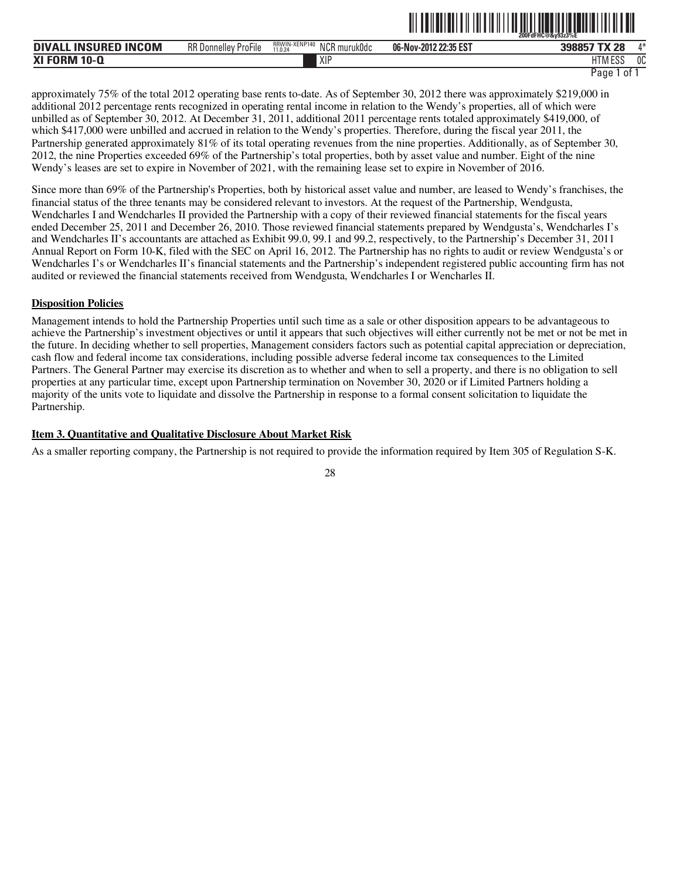approximately 75% of the total 2012 operating base rents to-date. As of September 30, 2012 there was approximately $219,000 in additional 2012 percentage rents recognized in operating rental income in relation to the Wendy's properties, all of which were unbilled as of September 30, 2012. At December 31, 2011, additional 2011 percentage rents totaled approximately $419,000, of which $417,000 were unbilled and accrued in relation to the Wendy's properties. Therefore, during the fiscal year 2011, the Partnership generated approximately 81% of its total operating revenues from the nine properties. Additionally, as of September 30, 2012, the nine Properties exceeded 69% of the Partnership's total properties, both by asset value and number. Eight of the nine Wendy's leases are set to expire in November of 2021, with the remaining lease set to expire in November of 2016.

Since more than 69% of the Partnership's Properties, both by historical asset value and number, are leased to Wendy's franchises, the financial status of the three tenants may be considered relevant to investors. At the request of the Partnership, Wendgusta, Wendcharles I and Wendcharles II provided the Partnership with a copy of their reviewed financial statements for the fiscal years ended December 25, 2011 and December 26, 2010. Those reviewed financial statements prepared by Wendgusta's, Wendcharles I's and Wendcharles II's accountants are attached as Exhibit 99.0, 99.1 and 99.2, respectively, to the Partnership's December 31, 2011 Annual Report on Form 10-K, filed with the SEC on April 16, 2012. The Partnership has no rights to audit or review Wendgusta's or Wendcharles I's or Wendcharles II's financial statements and the Partnership's independent registered public accounting firm has not audited or reviewed the financial statements received from Wendgusta, Wendcharles I or Wencharles II.

**Disposition Policies**

Management intends to hold the Partnership Properties until such time as a sale or other disposition appears to be advantageous to achieve the Partnership's investment objectives or until it appears that such objectives will either currently not be met or not be met in the future. In deciding whether to sell properties, Management considers factors such as potential capital appreciation or depreciation, cash flow and federal income tax considerations, including possible adverse federal income tax consequences to the Limited Partners. The General Partner may exercise its discretion as to whether and when to sell a property, and there is no obligation to sell properties at any particular time, except upon Partnership termination on November 30, 2020 or if Limited Partners holding a majority of the units vote to liquidate and dissolve the Partnership in response to a formal consent solicitation to liquidate the Partnership.

**Item 3. Quantitative and Qualitative Disclosure About Market Risk**

As a smaller reporting company, the Partnership is not required to provide the information required by Item 305 of Regulation S-K.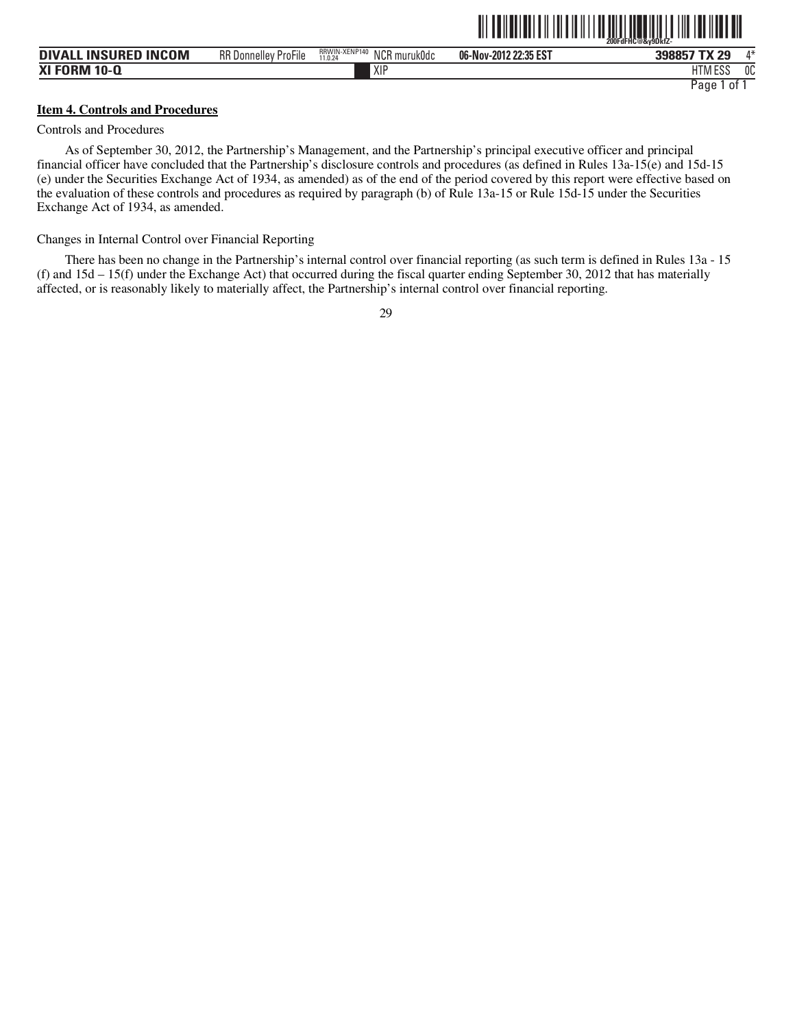**Item 4. Controls and Procedures**

Controls and Procedures

As of September 30, 2012, the Partnership's Management, and the Partnership's principal executive officer and principal financial officer have concluded that the Partnership's disclosure controls and procedures (as defined in Rules 13a-15(e) and 15d-15 (e) under the Securities Exchange Act of 1934, as amended) as of the end of the period covered by this report were effective based on the evaluation of these controls and procedures as required by paragraph (b) of Rule 13a-15 or Rule 15d-15 under the Securities Exchange Act of 1934, as amended.

Changes in Internal Control over Financial Reporting

There has been no change in the Partnership's internal control over financial reporting (as such term is defined in Rules 13a - 15 (f) and 15d – 15(f) under the Exchange Act) that occurred during the fiscal quarter ending September 30, 2012 that has materially affected, or is reasonably likely to materially affect, the Partnership's internal control over financial reporting.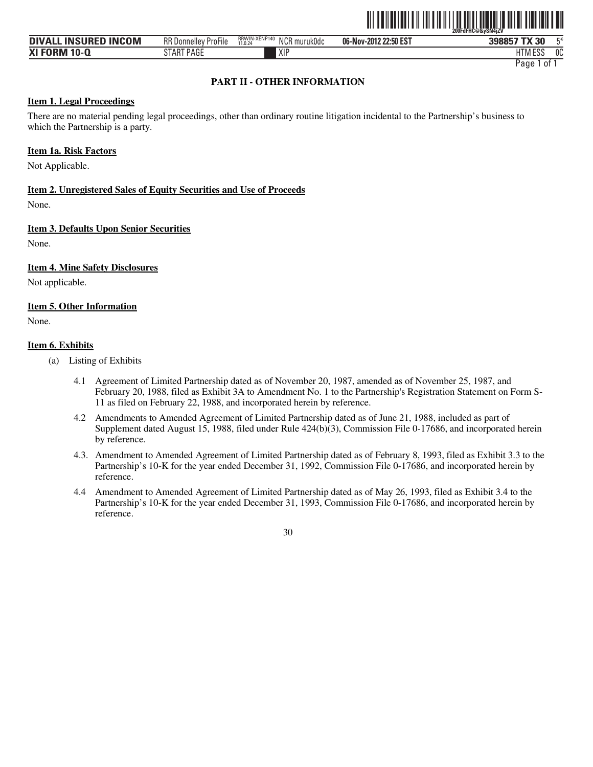## PART II - OTHER INFORMATION

### Item 1. Legal Proceedings

There are no material pending legal proceedings, other than ordinary routine litigation incidental to the Partnership's business to which the Partnership is a party.

### Item 1a. Risk Factors

Not Applicable.

### Item 2. Unregistered Sales of Equity Securities and Use of Proceeds

None.

### Item 3. Defaults Upon Senior Securities

None.

### Item 4. Mine Safety Disclosures

Not applicable.

### Item 5. Other Information

None.

### Item 6. Exhibits

(a) Listing of Exhibits

- 4.1 Agreement of Limited Partnership dated as of November 20, 1987, amended as of November 25, 1987, and February 20, 1988, filed as Exhibit 3A to Amendment No. 1 to the Partnership's Registration Statement on Form S-11 as filed on February 22, 1988, and incorporated herein by reference.
- 4.2 Amendments to Amended Agreement of Limited Partnership dated as of June 21, 1988, included as part of Supplement dated August 15, 1988, filed under Rule 424(b)(3), Commission File 0-17686, and incorporated herein by reference.
- 4.3. Amendment to Amended Agreement of Limited Partnership dated as of February 8, 1993, filed as Exhibit 3.3 to the Partnership's 10-K for the year ended December 31, 1992, Commission File 0-17686, and incorporated herein by reference.
- 4.4 Amendment to Amended Agreement of Limited Partnership dated as of May 26, 1993, filed as Exhibit 3.4 to the Partnership's 10-K for the year ended December 31, 1993, Commission File 0-17686, and incorporated herein by reference.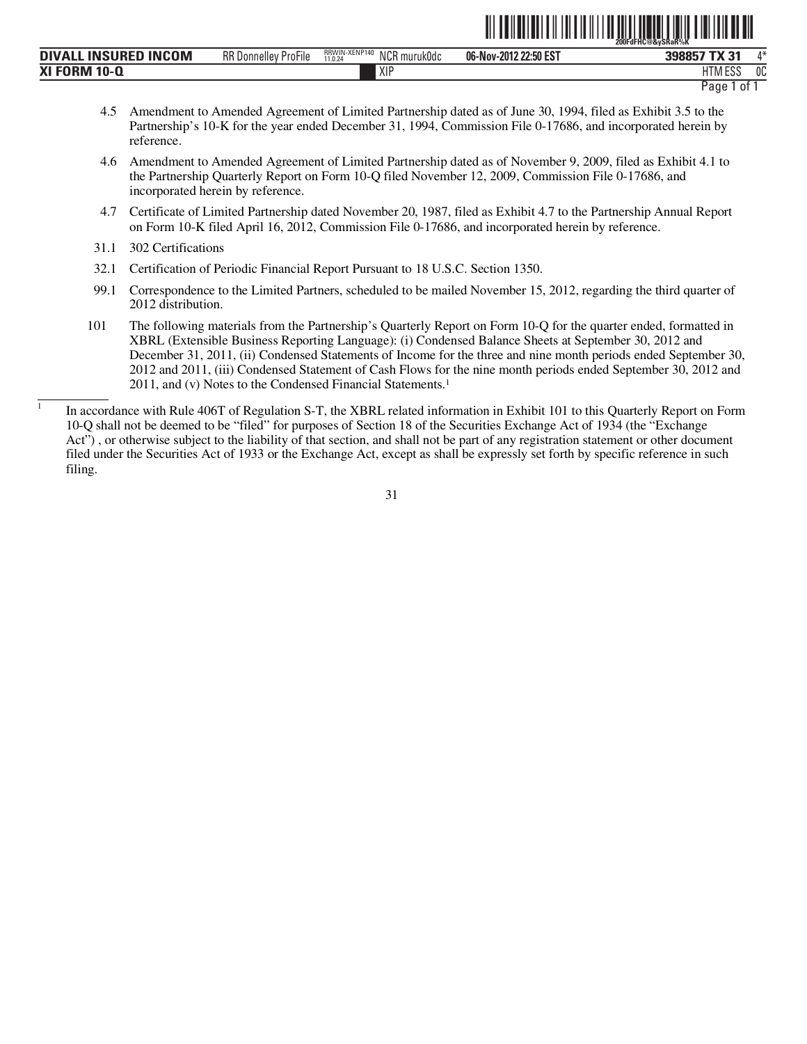4.5 Amendment to Amended Agreement of Limited Partnership dated as of June 30, 1994, filed as Exhibit 3.5 to the Partnership's 10-K for the year ended December 31, 1994, Commission File 0-17686, and incorporated herein by reference.

4.6 Amendment to Amended Agreement of Limited Partnership dated as of November 9, 2009, filed as Exhibit 4.1 to the Partnership Quarterly Report on Form 10-Q filed November 12, 2009, Commission File 0-17686, and incorporated herein by reference.

4.7 Certificate of Limited Partnership dated November 20, 1987, filed as Exhibit 4.7 to the Partnership Annual Report on Form 10-K filed April 16, 2012, Commission File 0-17686, and incorporated herein by reference.

31.1 302 Certifications

32.1 Certification of Periodic Financial Report Pursuant to 18 U.S.C. Section 1350.

99.1 Correspondence to the Limited Partners, scheduled to be mailed November 15, 2012, regarding the third quarter of 2012 distribution.

101 The following materials from the Partnership's Quarterly Report on Form 10-Q for the quarter ended, formatted in XBRL (Extensible Business Reporting Language): (i) Condensed Balance Sheets at September 30, 2012 and December 31, 2011, (ii) Condensed Statements of Income for the three and nine month periods ended September 30, 2012 and 2011, (iii) Condensed Statement of Cash Flows for the nine month periods ended September 30, 2012 and 2011, and (v) Notes to the Condensed Financial Statements.[1]

[1] In accordance with Rule 406T of Regulation S-T, the XBRL related information in Exhibit 101 to this Quarterly Report on Form 10-Q shall not be deemed to be "filed" for purposes of Section 18 of the Securities Exchange Act of 1934 (the "Exchange Act") , or otherwise subject to the liability of that section, and shall not be part of any registration statement or other document filed under the Securities Act of 1933 or the Exchange Act, except as shall be expressly set forth by specific reference in such filing.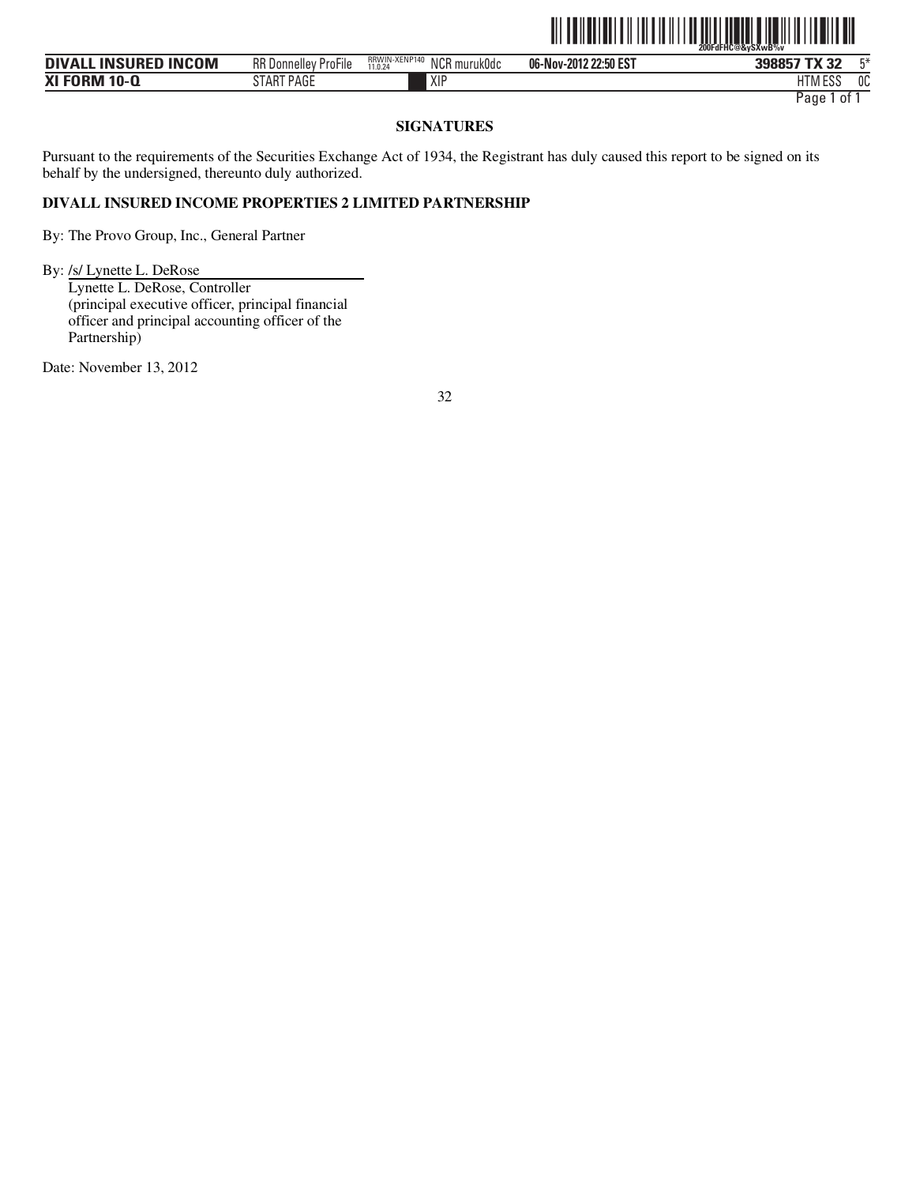## SIGNATURES

Pursuant to the requirements of the Securities Exchange Act of 1934, the Registrant has duly caused this report to be signed on its behalf by the undersigned, thereunto duly authorized.

**DIVALL INSURED INCOME PROPERTIES 2 LIMITED PARTNERSHIP**

By: The Provo Group, Inc., General Partner

By: /s/ Lynette L. DeRose
Lynette L. DeRose, Controller
(principal executive officer, principal financial officer and principal accounting officer of the Partnership)

Date: November 13, 2012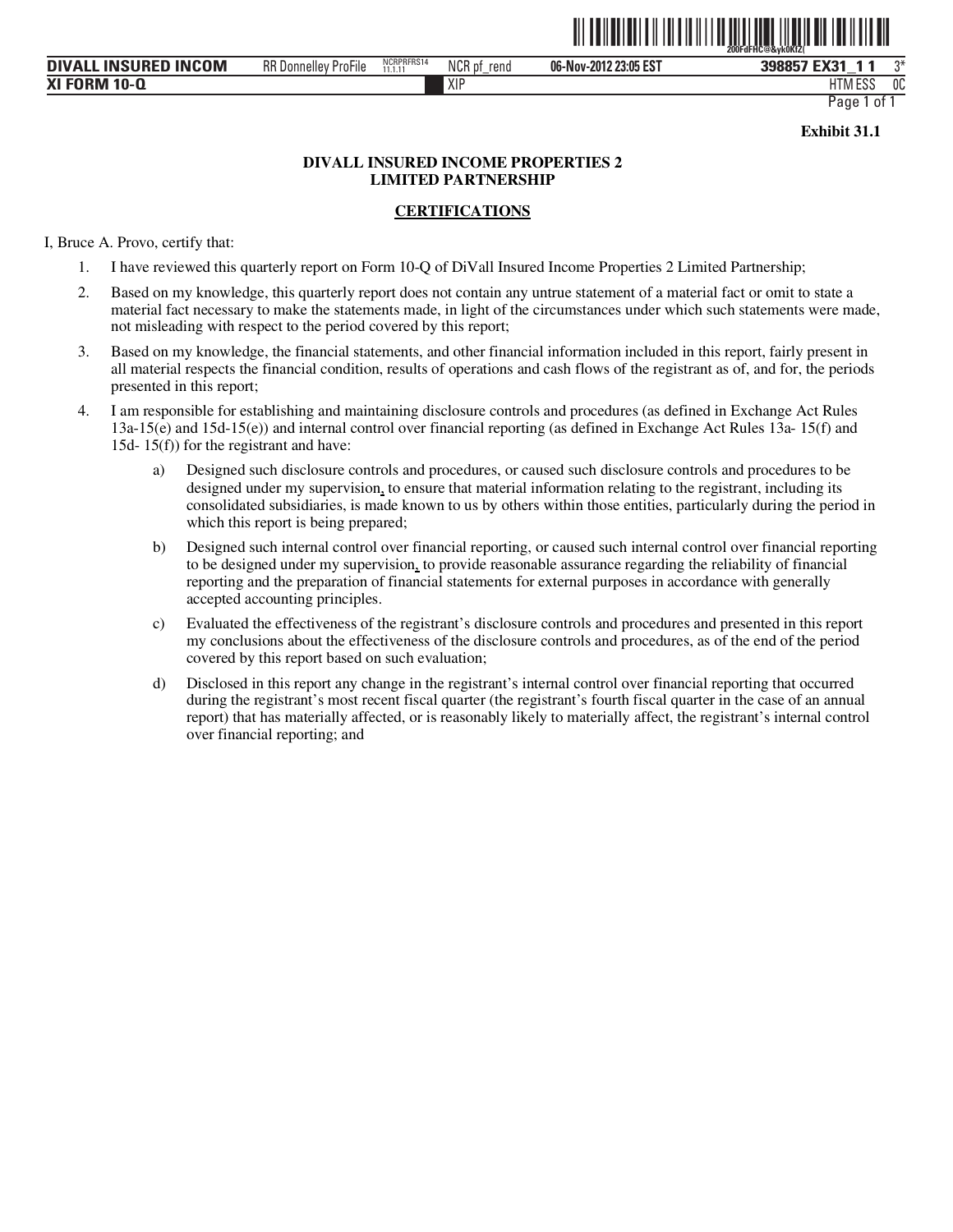**Exhibit 31.1**

**DIVALL INSURED INCOME PROPERTIES 2 LIMITED PARTNERSHIP**

**CERTIFICATIONS**

I, Bruce A. Provo, certify that:

1. I have reviewed this quarterly report on Form 10-Q of DiVall Insured Income Properties 2 Limited Partnership;
2. Based on my knowledge, this quarterly report does not contain any untrue statement of a material fact or omit to state a material fact necessary to make the statements made, in light of the circumstances under which such statements were made, not misleading with respect to the period covered by this report;
3. Based on my knowledge, the financial statements, and other financial information included in this report, fairly present in all material respects the financial condition, results of operations and cash flows of the registrant as of, and for, the periods presented in this report;
4. I am responsible for establishing and maintaining disclosure controls and procedures (as defined in Exchange Act Rules 13a-15(e) and 15d-15(e)) and internal control over financial reporting (as defined in Exchange Act Rules 13a- 15(f) and 15d- 15(f)) for the registrant and have:
   a) Designed such disclosure controls and procedures, or caused such disclosure controls and procedures to be designed under my supervision, to ensure that material information relating to the registrant, including its consolidated subsidiaries, is made known to us by others within those entities, particularly during the period in which this report is being prepared;
   b) Designed such internal control over financial reporting, or caused such internal control over financial reporting to be designed under my supervision, to provide reasonable assurance regarding the reliability of financial reporting and the preparation of financial statements for external purposes in accordance with generally accepted accounting principles.
   c) Evaluated the effectiveness of the registrant's disclosure controls and procedures and presented in this report my conclusions about the effectiveness of the disclosure controls and procedures, as of the end of the period covered by this report based on such evaluation;
   d) Disclosed in this report any change in the registrant's internal control over financial reporting that occurred during the registrant's most recent fiscal quarter (the registrant's fourth fiscal quarter in the case of an annual report) that has materially affected, or is reasonably likely to materially affect, the registrant's internal control over financial reporting; and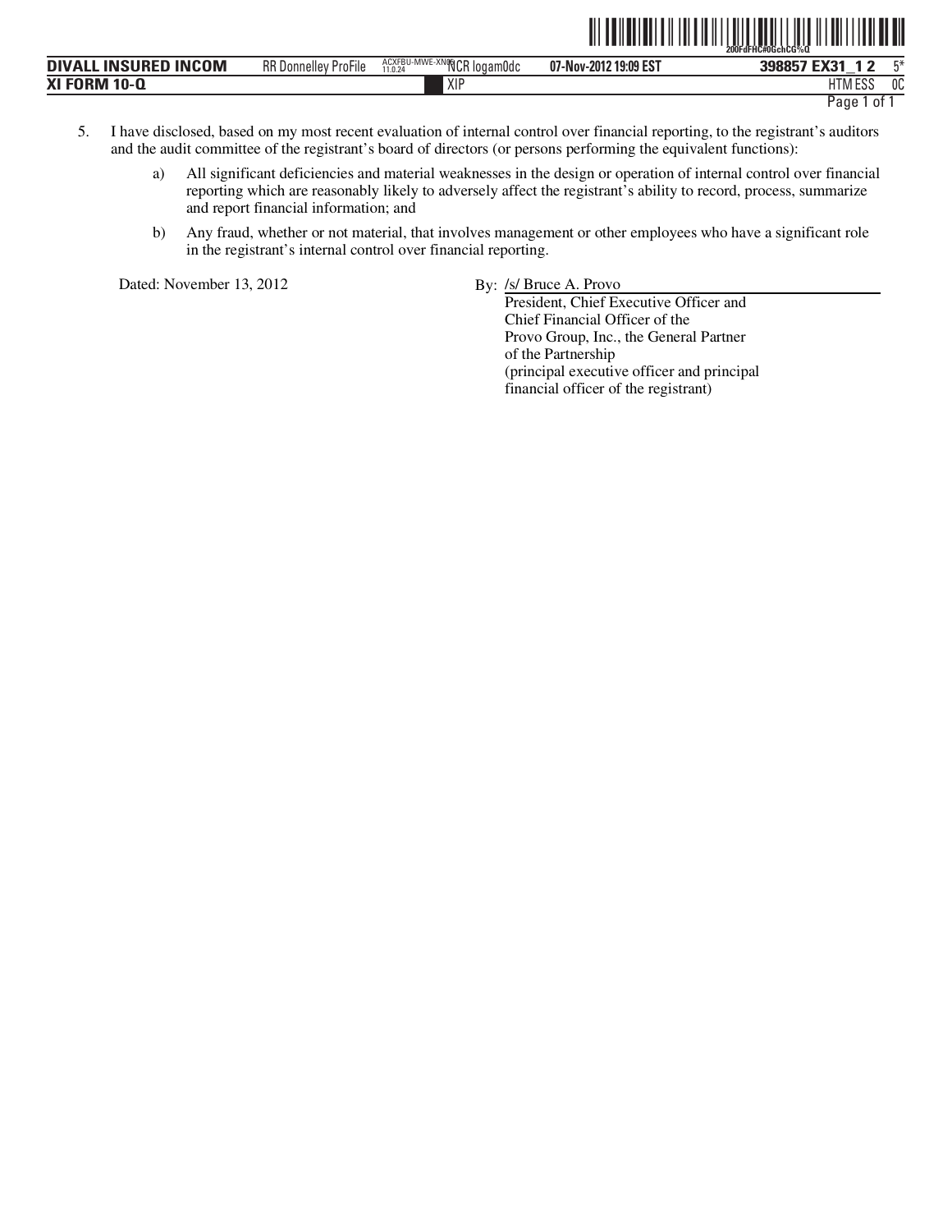5. I have disclosed, based on my most recent evaluation of internal control over financial reporting, to the registrant's auditors and the audit committee of the registrant's board of directors (or persons performing the equivalent functions):

   a) All significant deficiencies and material weaknesses in the design or operation of internal control over financial reporting which are reasonably likely to adversely affect the registrant's ability to record, process, summarize and report financial information; and

   b) Any fraud, whether or not material, that involves management or other employees who have a significant role in the registrant's internal control over financial reporting.

Dated: November 13, 2012

By: /s/ Bruce A. Provo
President, Chief Executive Officer and
Chief Financial Officer of the
Provo Group, Inc., the General Partner
of the Partnership
(principal executive officer and principal
financial officer of the registrant)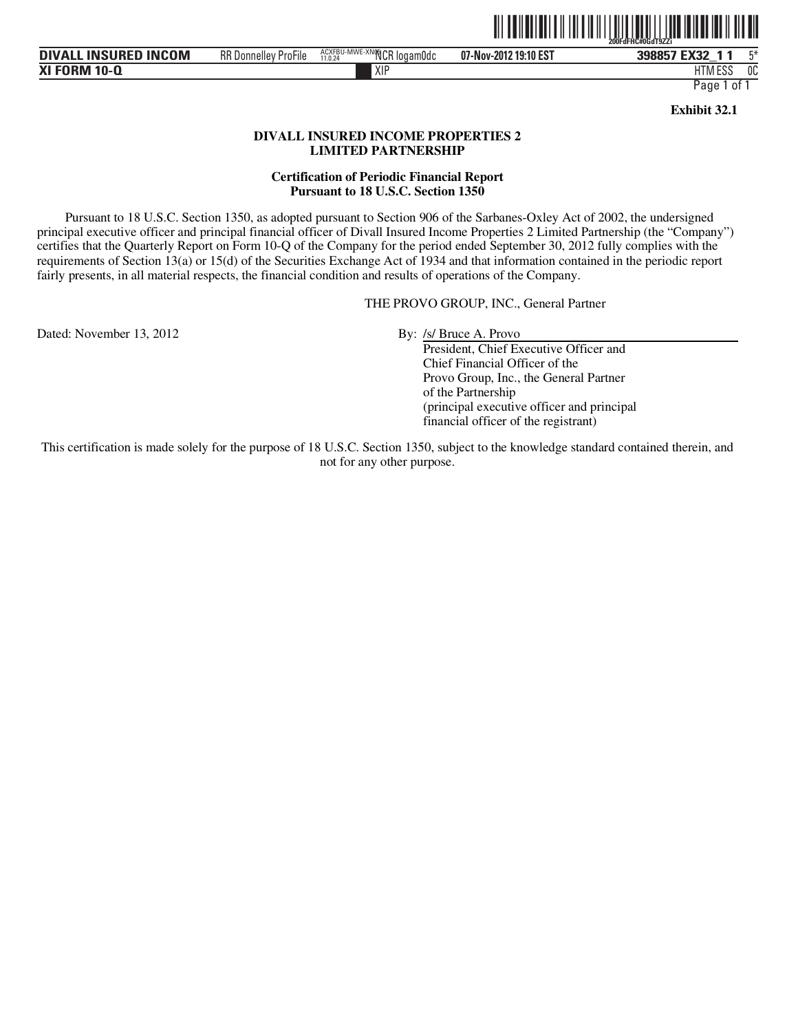**Exhibit 32.1**

# DIVALL INSURED INCOME PROPERTIES 2 LIMITED PARTNERSHIP

## Certification of Periodic Financial Report Pursuant to 18 U.S.C. Section 1350

Pursuant to 18 U.S.C. Section 1350, as adopted pursuant to Section 906 of the Sarbanes-Oxley Act of 2002, the undersigned principal executive officer and principal financial officer of Divall Insured Income Properties 2 Limited Partnership (the "Company") certifies that the Quarterly Report on Form 10-Q of the Company for the period ended September 30, 2012 fully complies with the requirements of Section 13(a) or 15(d) of the Securities Exchange Act of 1934 and that information contained in the periodic report fairly presents, in all material respects, the financial condition and results of operations of the Company.

THE PROVO GROUP, INC., General Partner

Dated: November 13, 2012

By: /s/ Bruce A. Provo
President, Chief Executive Officer and
Chief Financial Officer of the
Provo Group, Inc., the General Partner
of the Partnership
(principal executive officer and principal financial officer of the registrant)

This certification is made solely for the purpose of 18 U.S.C. Section 1350, subject to the knowledge standard contained therein, and not for any other purpose.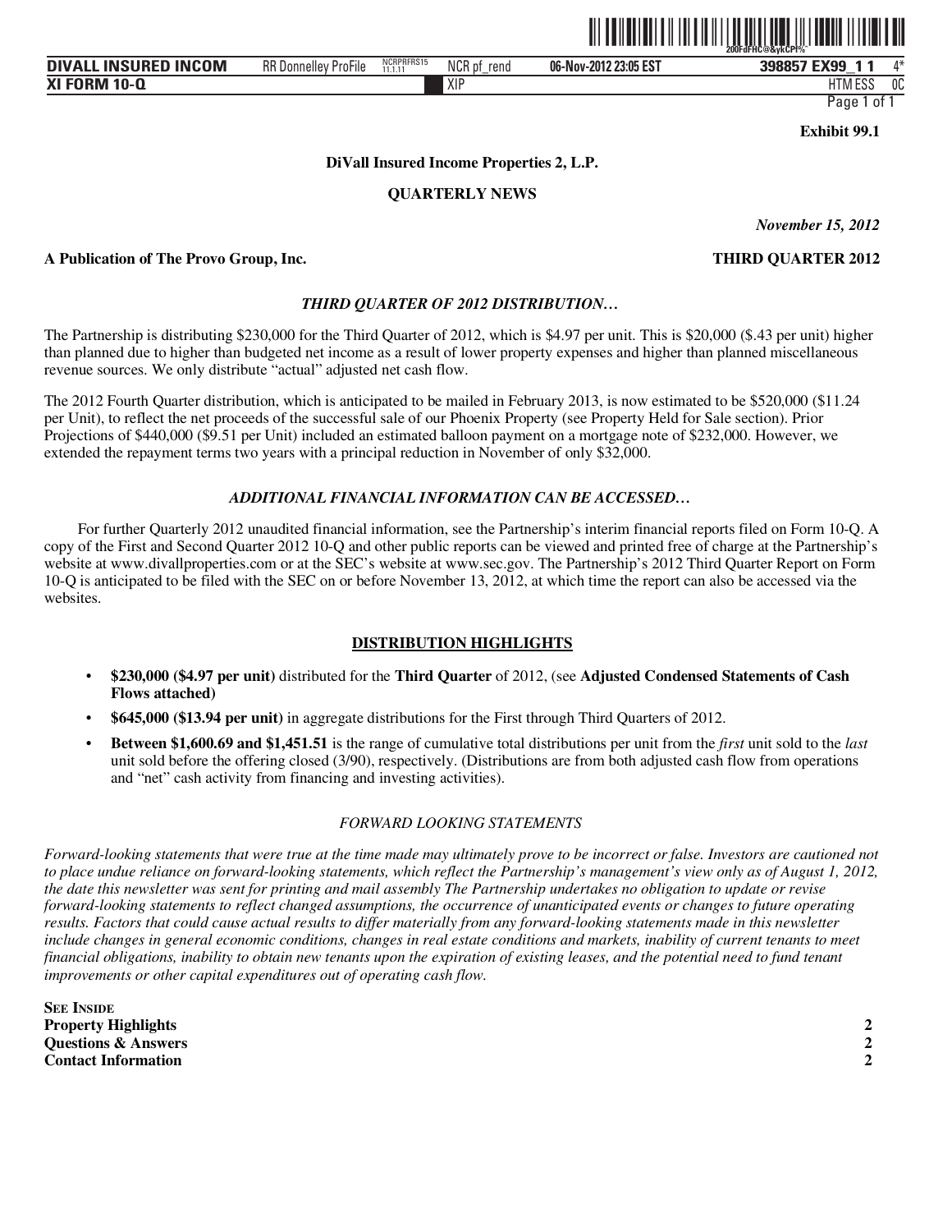**Exhibit 99.1**

**DiVall Insured Income Properties 2, L.P.**

**QUARTERLY NEWS**

*November 15, 2012*

**A Publication of The Provo Group, Inc.** **THIRD QUARTER 2012**

### *THIRD QUARTER OF 2012 DISTRIBUTION…*

The Partnership is distributing $230,000 for the Third Quarter of 2012, which is $4.97 per unit. This is $20,000 ($.43 per unit) higher than planned due to higher than budgeted net income as a result of lower property expenses and higher than planned miscellaneous revenue sources. We only distribute "actual" adjusted net cash flow.

The 2012 Fourth Quarter distribution, which is anticipated to be mailed in February 2013, is now estimated to be $520,000 ($11.24 per Unit), to reflect the net proceeds of the successful sale of our Phoenix Property (see Property Held for Sale section). Prior Projections of $440,000 ($9.51 per Unit) included an estimated balloon payment on a mortgage note of $232,000. However, we extended the repayment terms two years with a principal reduction in November of only $32,000.

### *ADDITIONAL FINANCIAL INFORMATION CAN BE ACCESSED…*

For further Quarterly 2012 unaudited financial information, see the Partnership's interim financial reports filed on Form 10-Q. A copy of the First and Second Quarter 2012 10-Q and other public reports can be viewed and printed free of charge at the Partnership's website at www.divallproperties.com or at the SEC's website at www.sec.gov. The Partnership's 2012 Third Quarter Report on Form 10-Q is anticipated to be filed with the SEC on or before November 13, 2012, at which time the report can also be accessed via the websites.

### DISTRIBUTION HIGHLIGHTS

- **$230,000 ($4.97 per unit)** distributed for the **Third Quarter** of 2012, (see **Adjusted Condensed Statements of Cash Flows attached)**
- **$645,000 ($13.94 per unit)** in aggregate distributions for the First through Third Quarters of 2012.
- **Between $1,600.69 and $1,451.51** is the range of cumulative total distributions per unit from the *first* unit sold to the *last* unit sold before the offering closed (3/90), respectively. (Distributions are from both adjusted cash flow from operations and "net" cash activity from financing and investing activities).

### *FORWARD LOOKING STATEMENTS*

*Forward-looking statements that were true at the time made may ultimately prove to be incorrect or false. Investors are cautioned not to place undue reliance on forward-looking statements, which reflect the Partnership's management's view only as of August 1, 2012, the date this newsletter was sent for printing and mail assembly The Partnership undertakes no obligation to update or revise forward-looking statements to reflect changed assumptions, the occurrence of unanticipated events or changes to future operating results. Factors that could cause actual results to differ materially from any forward-looking statements made in this newsletter include changes in general economic conditions, changes in real estate conditions and markets, inability of current tenants to meet financial obligations, inability to obtain new tenants upon the expiration of existing leases, and the potential need to fund tenant improvements or other capital expenditures out of operating cash flow.*

**SEE INSIDE**

| | |
|---|---|
| **Property Highlights** | **2** |
| **Questions & Answers** | **2** |
| **Contact Information** | **2** |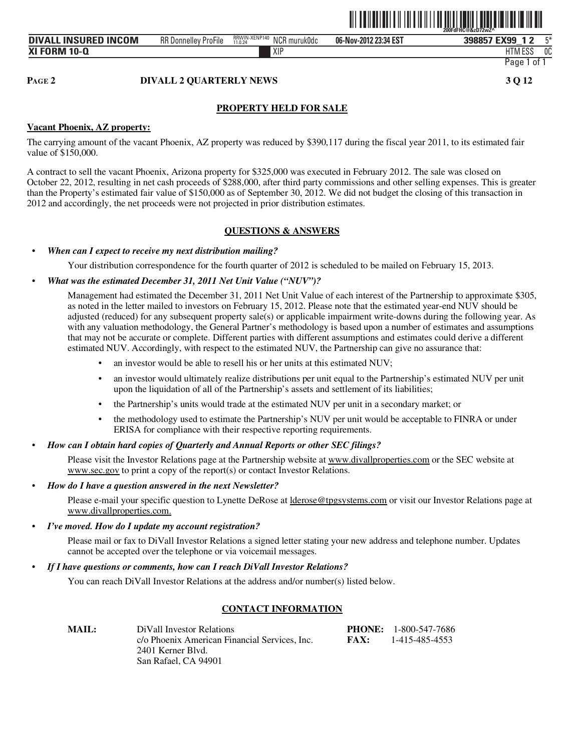## PROPERTY HELD FOR SALE

**Vacant Phoenix, AZ property:**

The carrying amount of the vacant Phoenix, AZ property was reduced by $390,117 during the fiscal year 2011, to its estimated fair value of $150,000.

A contract to sell the vacant Phoenix, Arizona property for $325,000 was executed in February 2012. The sale was closed on October 22, 2012, resulting in net cash proceeds of $288,000, after third party commissions and other selling expenses. This is greater than the Property's estimated fair value of $150,000 as of September 30, 2012. We did not budget the closing of this transaction in 2012 and accordingly, the net proceeds were not projected in prior distribution estimates.

## QUESTIONS & ANSWERS

- ***When can I expect to receive my next distribution mailing?***

  Your distribution correspondence for the fourth quarter of 2012 is scheduled to be mailed on February 15, 2013.

- ***What was the estimated December 31, 2011 Net Unit Value ("NUV")?***

  Management had estimated the December 31, 2011 Net Unit Value of each interest of the Partnership to approximate $305, as noted in the letter mailed to investors on February 15, 2012. Please note that the estimated year-end NUV should be adjusted (reduced) for any subsequent property sale(s) or applicable impairment write-downs during the following year. As with any valuation methodology, the General Partner's methodology is based upon a number of estimates and assumptions that may not be accurate or complete. Different parties with different assumptions and estimates could derive a different estimated NUV. Accordingly, with respect to the estimated NUV, the Partnership can give no assurance that:

  - an investor would be able to resell his or her units at this estimated NUV;
  - an investor would ultimately realize distributions per unit equal to the Partnership's estimated NUV per unit upon the liquidation of all of the Partnership's assets and settlement of its liabilities;
  - the Partnership's units would trade at the estimated NUV per unit in a secondary market; or
  - the methodology used to estimate the Partnership's NUV per unit would be acceptable to FINRA or under ERISA for compliance with their respective reporting requirements.

- ***How can I obtain hard copies of Quarterly and Annual Reports or other SEC filings?***

  Please visit the Investor Relations page at the Partnership website at www.divallproperties.com or the SEC website at www.sec.gov to print a copy of the report(s) or contact Investor Relations.

- ***How do I have a question answered in the next Newsletter?***

  Please e-mail your specific question to Lynette DeRose at lderose@tpgsystems.com or visit our Investor Relations page at www.divallproperties.com.

- ***I've moved. How do I update my account registration?***

  Please mail or fax to DiVall Investor Relations a signed letter stating your new address and telephone number. Updates cannot be accepted over the telephone or via voicemail messages.

- ***If I have questions or comments, how can I reach DiVall Investor Relations?***

  You can reach DiVall Investor Relations at the address and/or number(s) listed below.

## CONTACT INFORMATION

**MAIL:**
DiVall Investor Relations
c/o Phoenix American Financial Services, Inc.
2401 Kerner Blvd.
San Rafael, CA 94901

**PHONE:** 1-800-547-7686
**FAX:** 1-415-485-4553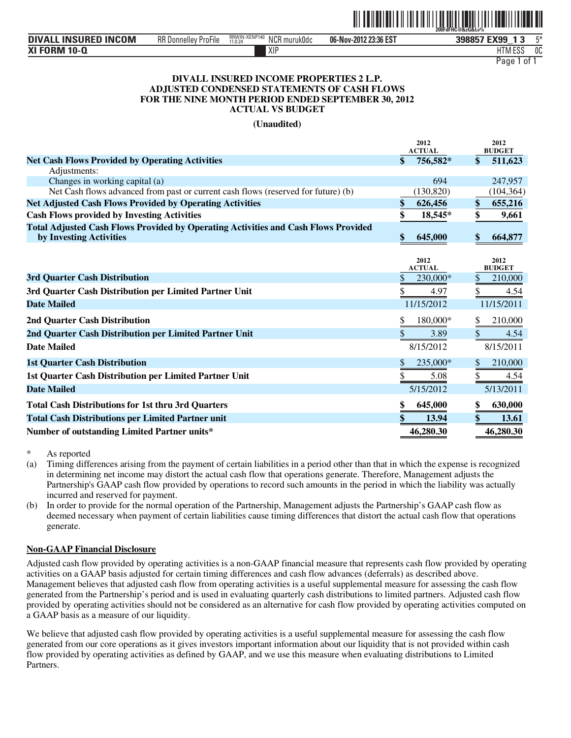**DIVALL INSURED INCOME PROPERTIES 2 L.P.**
**ADJUSTED CONDENSED STATEMENTS OF CASH FLOWS**
**FOR THE NINE MONTH PERIOD ENDED SEPTEMBER 30, 2012**
**ACTUAL VS BUDGET**

**(Unaudited)**

| | 2012 ACTUAL | 2012 BUDGET |
|---|---|---|
| **Net Cash Flows Provided by Operating Activities** | **$ 756,582*** | **$ 511,623** |
| Adjustments: | | |
| Changes in working capital (a) | 694 | 247,957 |
| Net Cash flows advanced from past or current cash flows (reserved for future) (b) | (130,820) | (104,364) |
| **Net Adjusted Cash Flows Provided by Operating Activities** | **$ 626,456** | **$ 655,216** |
| **Cash Flows provided by Investing Activities** | **$ 18,545*** | **$ 9,661** |
| **Total Adjusted Cash Flows Provided by Operating Activities and Cash Flows Provided by Investing Activities** | **$ 645,000** | **$ 664,877** |

| | 2012 ACTUAL | 2012 BUDGET |
|---|---|---|
| **3rd Quarter Cash Distribution** | $ 230,000* | $ 210,000 |
| **3rd Quarter Cash Distribution per Limited Partner Unit** | $ 4.97 | $ 4.54 |
| **Date Mailed** | 11/15/2012 | 11/15/2011 |
| **2nd Quarter Cash Distribution** | $ 180,000* | $ 210,000 |
| **2nd Quarter Cash Distribution per Limited Partner Unit** | $ 3.89 | $ 4.54 |
| **Date Mailed** | 8/15/2012 | 8/15/2011 |
| **1st Quarter Cash Distribution** | $ 235,000* | $ 210,000 |
| **1st Quarter Cash Distribution per Limited Partner Unit** | $ 5.08 | $ 4.54 |
| **Date Mailed** | 5/15/2012 | 5/13/2011 |
| **Total Cash Distributions for 1st thru 3rd Quarters** | **$ 645,000** | **$ 630,000** |
| **Total Cash Distributions per Limited Partner unit** | **$ 13.94** | **$ 13.61** |
| **Number of outstanding Limited Partner units*** | **46,280.30** | **46,280.30** |

\* As reported

(a) Timing differences arising from the payment of certain liabilities in a period other than that in which the expense is recognized in determining net income may distort the actual cash flow that operations generate. Therefore, Management adjusts the Partnership's GAAP cash flow provided by operations to record such amounts in the period in which the liability was actually incurred and reserved for payment.

(b) In order to provide for the normal operation of the Partnership, Management adjusts the Partnership's GAAP cash flow as deemed necessary when payment of certain liabilities cause timing differences that distort the actual cash flow that operations generate.

**Non-GAAP Financial Disclosure**

Adjusted cash flow provided by operating activities is a non-GAAP financial measure that represents cash flow provided by operating activities on a GAAP basis adjusted for certain timing differences and cash flow advances (deferrals) as described above. Management believes that adjusted cash flow from operating activities is a useful supplemental measure for assessing the cash flow generated from the Partnership's period and is used in evaluating quarterly cash distributions to limited partners. Adjusted cash flow provided by operating activities should not be considered as an alternative for cash flow provided by operating activities computed on a GAAP basis as a measure of our liquidity.

We believe that adjusted cash flow provided by operating activities is a useful supplemental measure for assessing the cash flow generated from our core operations as it gives investors important information about our liquidity that is not provided within cash flow provided by operating activities as defined by GAAP, and we use this measure when evaluating distributions to Limited Partners.